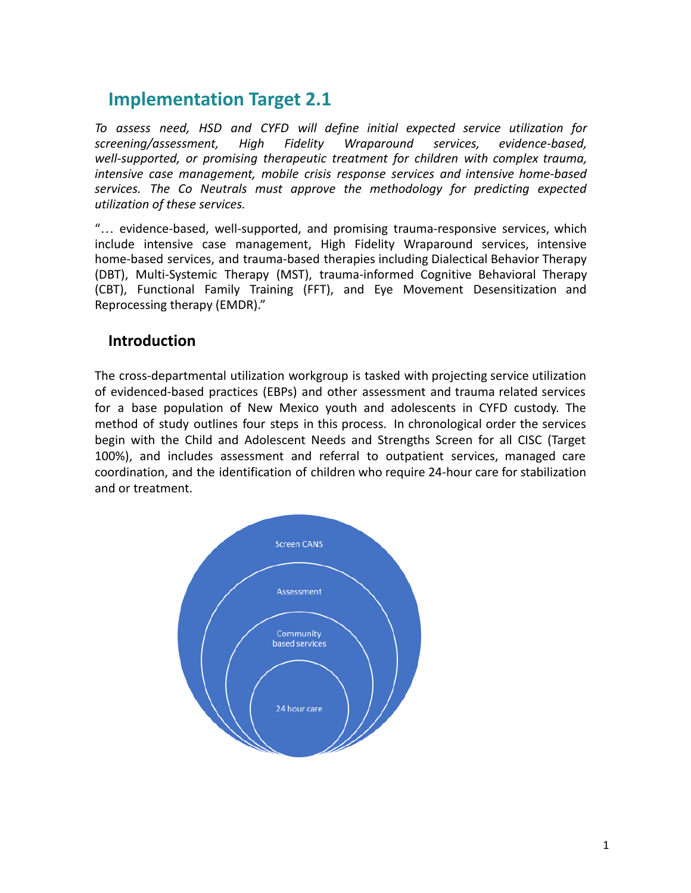## Implementation Target 2.1

*To assess need, HSD and CYFD will define initial expected service utilization for screening/assessment, High Fidelity Wraparound services, evidence-based, well-supported, or promising therapeutic treatment for children with complex trauma, intensive case management, mobile crisis response services and intensive home-based services. The Co Neutrals must approve the methodology for predicting expected utilization of these services.*

"… evidence-based, well-supported, and promising trauma-responsive services, which include intensive case management, High Fidelity Wraparound services, intensive home-based services, and trauma-based therapies including Dialectical Behavior Therapy (DBT), Multi-Systemic Therapy (MST), trauma-informed Cognitive Behavioral Therapy (CBT), Functional Family Training (FFT), and Eye Movement Desensitization and Reprocessing therapy (EMDR)."

### Introduction

The cross-departmental utilization workgroup is tasked with projecting service utilization of evidenced-based practices (EBPs) and other assessment and trauma related services for a base population of New Mexico youth and adolescents in CYFD custody. The method of study outlines four steps in this process. In chronological order the services begin with the Child and Adolescent Needs and Strengths Screen for all CISC (Target 100%), and includes assessment and referral to outpatient services, managed care coordination, and the identification of children who require 24-hour care for stabilization and or treatment.

Screen CANS

Assessment

Community based services

24 hour care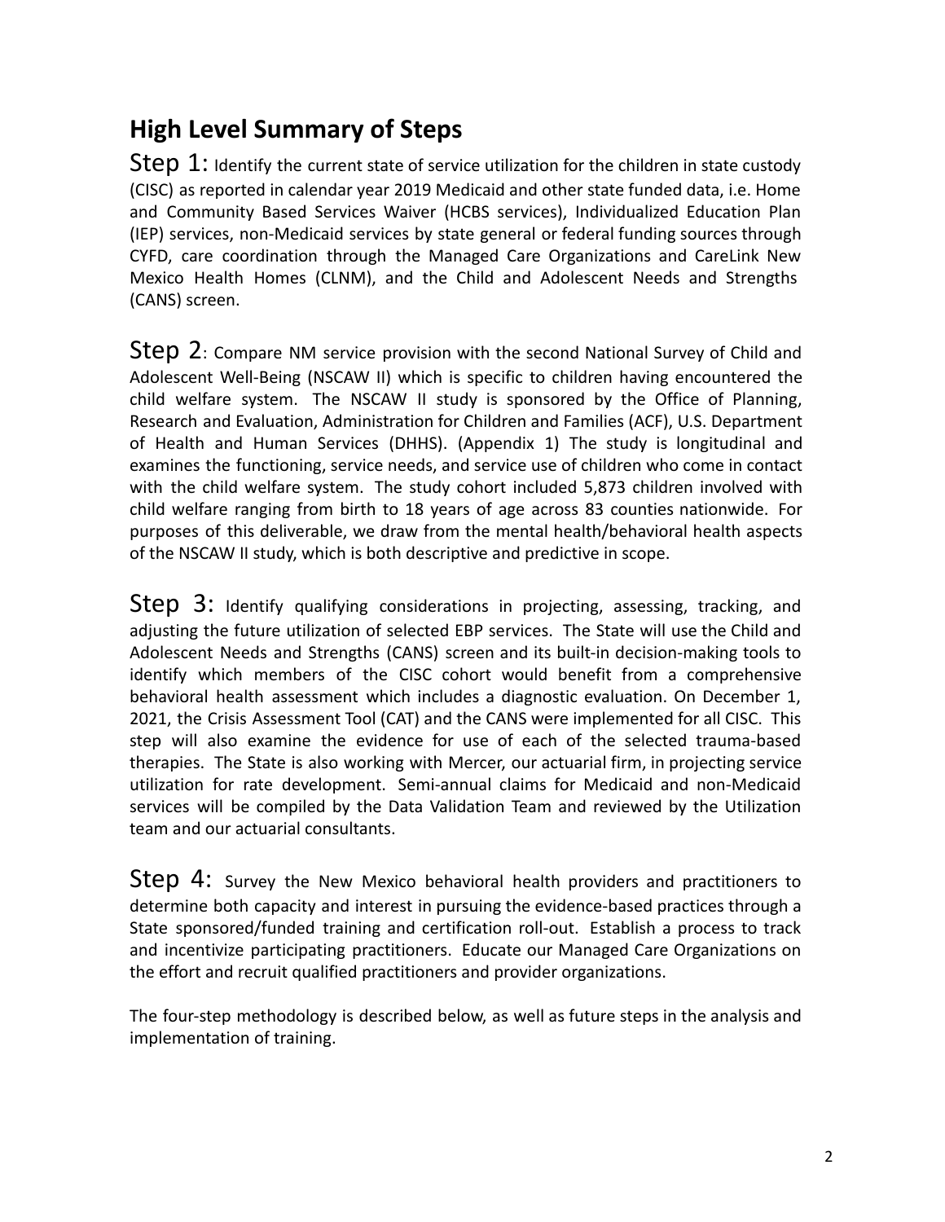## High Level Summary of Steps

Step 1: Identify the current state of service utilization for the children in state custody (CISC) as reported in calendar year 2019 Medicaid and other state funded data, i.e. Home and Community Based Services Waiver (HCBS services), Individualized Education Plan (IEP) services, non-Medicaid services by state general or federal funding sources through CYFD, care coordination through the Managed Care Organizations and CareLink New Mexico Health Homes (CLNM), and the Child and Adolescent Needs and Strengths (CANS) screen.

Step 2: Compare NM service provision with the second National Survey of Child and Adolescent Well-Being (NSCAW II) which is specific to children having encountered the child welfare system. The NSCAW II study is sponsored by the Office of Planning, Research and Evaluation, Administration for Children and Families (ACF), U.S. Department of Health and Human Services (DHHS). (Appendix 1) The study is longitudinal and examines the functioning, service needs, and service use of children who come in contact with the child welfare system. The study cohort included 5,873 children involved with child welfare ranging from birth to 18 years of age across 83 counties nationwide. For purposes of this deliverable, we draw from the mental health/behavioral health aspects of the NSCAW II study, which is both descriptive and predictive in scope.

Step 3: Identify qualifying considerations in projecting, assessing, tracking, and adjusting the future utilization of selected EBP services. The State will use the Child and Adolescent Needs and Strengths (CANS) screen and its built-in decision-making tools to identify which members of the CISC cohort would benefit from a comprehensive behavioral health assessment which includes a diagnostic evaluation. On December 1, 2021, the Crisis Assessment Tool (CAT) and the CANS were implemented for all CISC. This step will also examine the evidence for use of each of the selected trauma-based therapies. The State is also working with Mercer, our actuarial firm, in projecting service utilization for rate development. Semi-annual claims for Medicaid and non-Medicaid services will be compiled by the Data Validation Team and reviewed by the Utilization team and our actuarial consultants.

Step 4: Survey the New Mexico behavioral health providers and practitioners to determine both capacity and interest in pursuing the evidence-based practices through a State sponsored/funded training and certification roll-out. Establish a process to track and incentivize participating practitioners. Educate our Managed Care Organizations on the effort and recruit qualified practitioners and provider organizations.

The four-step methodology is described below, as well as future steps in the analysis and implementation of training.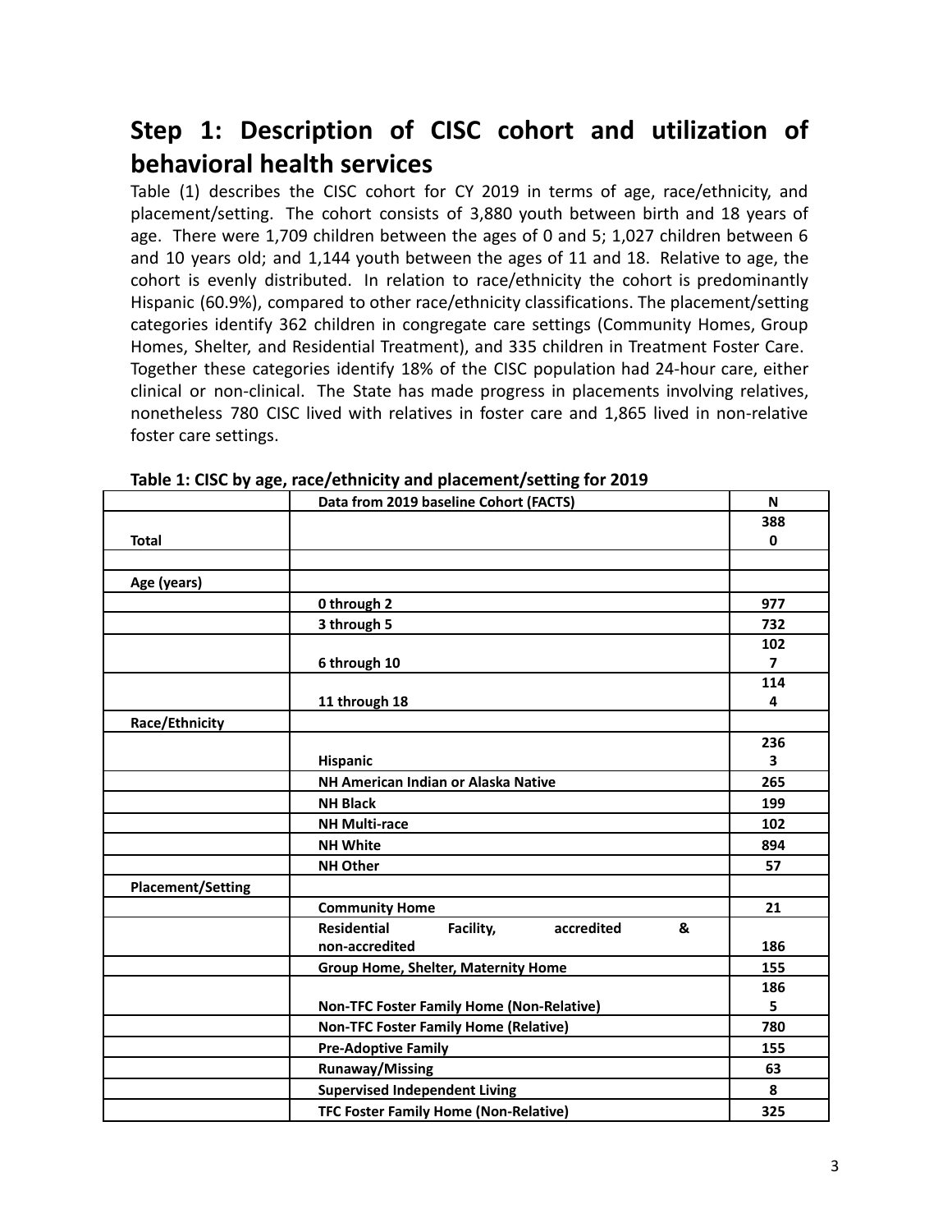## Step 1: Description of CISC cohort and utilization of behavioral health services

Table (1) describes the CISC cohort for CY 2019 in terms of age, race/ethnicity, and placement/setting. The cohort consists of 3,880 youth between birth and 18 years of age. There were 1,709 children between the ages of 0 and 5; 1,027 children between 6 and 10 years old; and 1,144 youth between the ages of 11 and 18. Relative to age, the cohort is evenly distributed. In relation to race/ethnicity the cohort is predominantly Hispanic (60.9%), compared to other race/ethnicity classifications. The placement/setting categories identify 362 children in congregate care settings (Community Homes, Group Homes, Shelter, and Residential Treatment), and 335 children in Treatment Foster Care. Together these categories identify 18% of the CISC population had 24-hour care, either clinical or non-clinical. The State has made progress in placements involving relatives, nonetheless 780 CISC lived with relatives in foster care and 1,865 lived in non-relative foster care settings.

**Table 1: CISC by age, race/ethnicity and placement/setting for 2019**

| | Data from 2019 baseline Cohort (FACTS) | N |
|---|---|---|
| **Total** | | **3880** |
| | | |
| **Age (years)** | | |
| | **0 through 2** | **977** |
| | **3 through 5** | **732** |
| | **6 through 10** | **1027** |
| | **11 through 18** | **1144** |
| **Race/Ethnicity** | | |
| | **Hispanic** | **2363** |
| | **NH American Indian or Alaska Native** | **265** |
| | **NH Black** | **199** |
| | **NH Multi-race** | **102** |
| | **NH White** | **894** |
| | **NH Other** | **57** |
| **Placement/Setting** | | |
| | **Community Home** | **21** |
| | **Residential Facility, accredited & non-accredited** | **186** |
| | **Group Home, Shelter, Maternity Home** | **155** |
| | **Non-TFC Foster Family Home (Non-Relative)** | **1865** |
| | **Non-TFC Foster Family Home (Relative)** | **780** |
| | **Pre-Adoptive Family** | **155** |
| | **Runaway/Missing** | **63** |
| | **Supervised Independent Living** | **8** |
| | **TFC Foster Family Home (Non-Relative)** | **325** |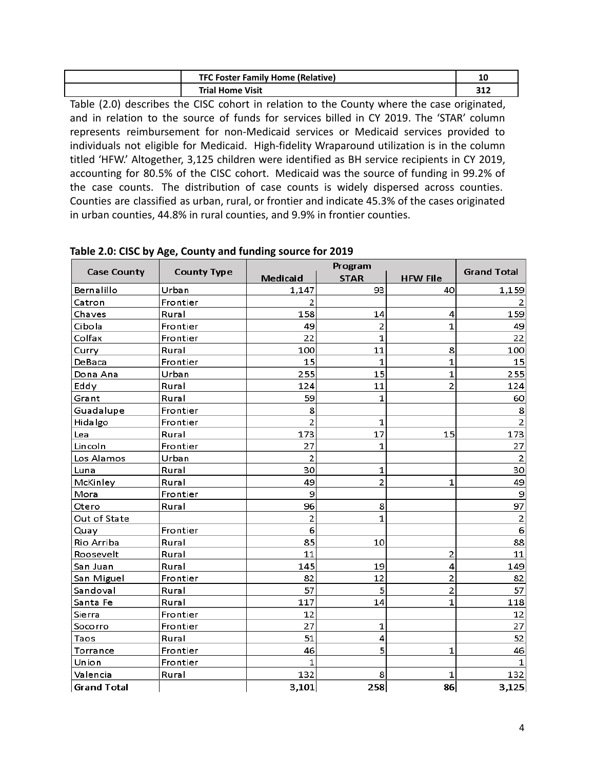| | TFC Foster Family Home (Relative) | 10 |
|---|---|---|
| | Trial Home Visit | 312 |

Table (2.0) describes the CISC cohort in relation to the County where the case originated, and in relation to the source of funds for services billed in CY 2019. The 'STAR' column represents reimbursement for non-Medicaid services or Medicaid services provided to individuals not eligible for Medicaid. High-fidelity Wraparound utilization is in the column titled 'HFW.' Altogether, 3,125 children were identified as BH service recipients in CY 2019, accounting for 80.5% of the CISC cohort. Medicaid was the source of funding in 99.2% of the case counts. The distribution of case counts is widely dispersed across counties. Counties are classified as urban, rural, or frontier and indicate 45.3% of the cases originated in urban counties, 44.8% in rural counties, and 9.9% in frontier counties.

**Table 2.0: CISC by Age, County and funding source for 2019**

| Case County | County Type | Program | | | Grand Total |
|---|---|---|---|---|---|
| | | Medicaid | STAR | HFW File | |
| Bernalillo | Urban | 1,147 | 93 | 40 | 1,159 |
| Catron | Frontier | 2 | | | 2 |
| Chaves | Rural | 158 | 14 | 4 | 159 |
| Cibola | Frontier | 49 | 2 | 1 | 49 |
| Colfax | Frontier | 22 | 1 | | 22 |
| Curry | Rural | 100 | 11 | 8 | 100 |
| DeBaca | Frontier | 15 | 1 | 1 | 15 |
| Dona Ana | Urban | 255 | 15 | 1 | 255 |
| Eddy | Rural | 124 | 11 | 2 | 124 |
| Grant | Rural | 59 | 1 | | 60 |
| Guadalupe | Frontier | 8 | | | 8 |
| Hidalgo | Frontier | 2 | 1 | | 2 |
| Lea | Rural | 173 | 17 | 15 | 173 |
| Lincoln | Frontier | 27 | 1 | | 27 |
| Los Alamos | Urban | 2 | | | 2 |
| Luna | Rural | 30 | 1 | | 30 |
| McKinley | Rural | 49 | 2 | 1 | 49 |
| Mora | Frontier | 9 | | | 9 |
| Otero | Rural | 96 | 8 | | 97 |
| Out of State | | 2 | 1 | | 2 |
| Quay | Frontier | 6 | | | 6 |
| Rio Arriba | Rural | 85 | 10 | | 88 |
| Roosevelt | Rural | 11 | | 2 | 11 |
| San Juan | Rural | 145 | 19 | 4 | 149 |
| San Miguel | Frontier | 82 | 12 | 2 | 82 |
| Sandoval | Rural | 57 | 5 | 2 | 57 |
| Santa Fe | Rural | 117 | 14 | 1 | 118 |
| Sierra | Frontier | 12 | | | 12 |
| Socorro | Frontier | 27 | 1 | | 27 |
| Taos | Rural | 51 | 4 | | 52 |
| Torrance | Frontier | 46 | 5 | 1 | 46 |
| Union | Frontier | 1 | | | 1 |
| Valencia | Rural | 132 | 8 | 1 | 132 |
| **Grand Total** | | 3,101 | 258 | 86 | 3,125 |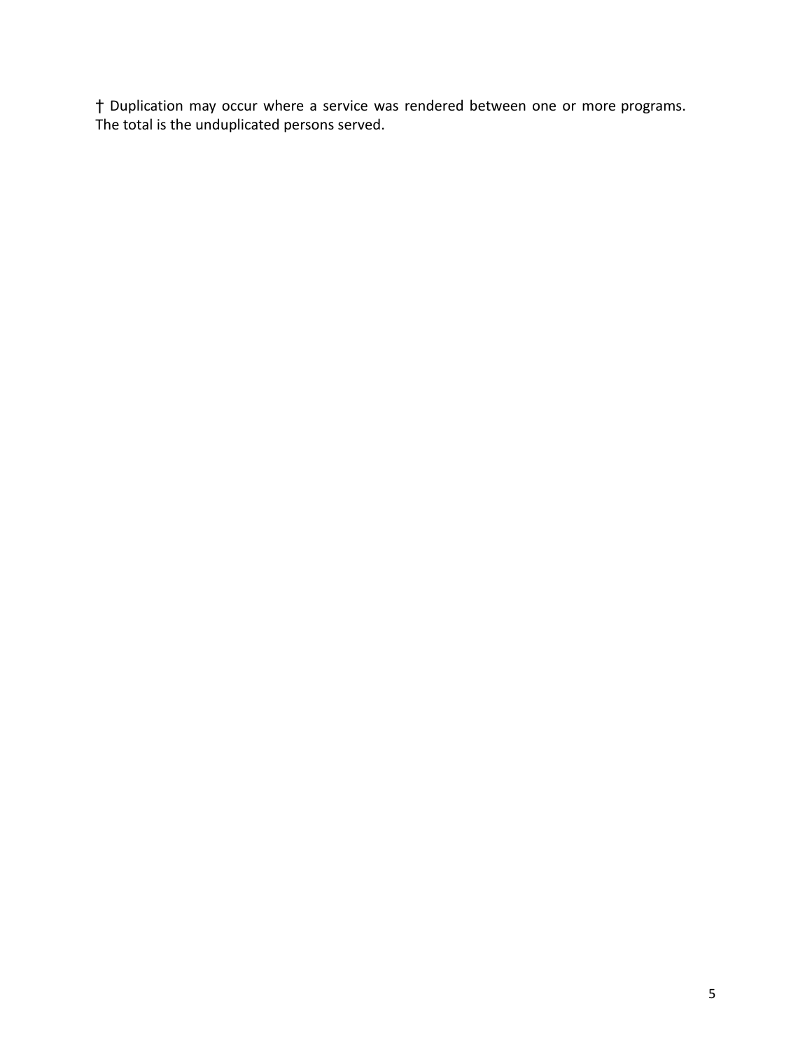† Duplication may occur where a service was rendered between one or more programs. The total is the unduplicated persons served.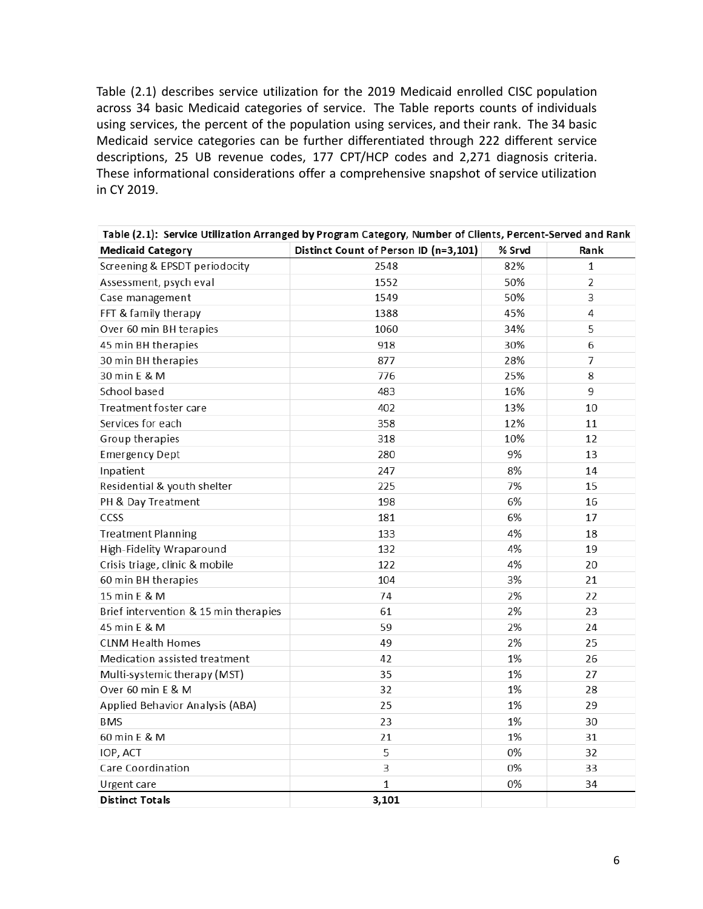Table (2.1) describes service utilization for the 2019 Medicaid enrolled CISC population across 34 basic Medicaid categories of service. The Table reports counts of individuals using services, the percent of the population using services, and their rank. The 34 basic Medicaid service categories can be further differentiated through 222 different service descriptions, 25 UB revenue codes, 177 CPT/HCP codes and 2,271 diagnosis criteria. These informational considerations offer a comprehensive snapshot of service utilization in CY 2019.

**Table (2.1): Service Utilization Arranged by Program Category, Number of Clients, Percent-Served and Rank**

| Medicaid Category | Distinct Count of Person ID (n=3,101) | % Srvd | Rank |
|---|---|---|---|
| Screening & EPSDT periodocity | 2548 | 82% | 1 |
| Assessment, psych eval | 1552 | 50% | 2 |
| Case management | 1549 | 50% | 3 |
| FFT & family therapy | 1388 | 45% | 4 |
| Over 60 min BH terapies | 1060 | 34% | 5 |
| 45 min BH therapies | 918 | 30% | 6 |
| 30 min BH therapies | 877 | 28% | 7 |
| 30 min E & M | 776 | 25% | 8 |
| School based | 483 | 16% | 9 |
| Treatment foster care | 402 | 13% | 10 |
| Services for each | 358 | 12% | 11 |
| Group therapies | 318 | 10% | 12 |
| Emergency Dept | 280 | 9% | 13 |
| Inpatient | 247 | 8% | 14 |
| Residential & youth shelter | 225 | 7% | 15 |
| PH & Day Treatment | 198 | 6% | 16 |
| CCSS | 181 | 6% | 17 |
| Treatment Planning | 133 | 4% | 18 |
| High-Fidelity Wraparound | 132 | 4% | 19 |
| Crisis triage, clinic & mobile | 122 | 4% | 20 |
| 60 min BH therapies | 104 | 3% | 21 |
| 15 min E & M | 74 | 2% | 22 |
| Brief intervention & 15 min therapies | 61 | 2% | 23 |
| 45 min E & M | 59 | 2% | 24 |
| CLNM Health Homes | 49 | 2% | 25 |
| Medication assisted treatment | 42 | 1% | 26 |
| Multi-systemic therapy (MST) | 35 | 1% | 27 |
| Over 60 min E & M | 32 | 1% | 28 |
| Applied Behavior Analysis (ABA) | 25 | 1% | 29 |
| BMS | 23 | 1% | 30 |
| 60 min E & M | 21 | 1% | 31 |
| IOP, ACT | 5 | 0% | 32 |
| Care Coordination | 3 | 0% | 33 |
| Urgent care | 1 | 0% | 34 |
| **Distinct Totals** | **3,101** | | |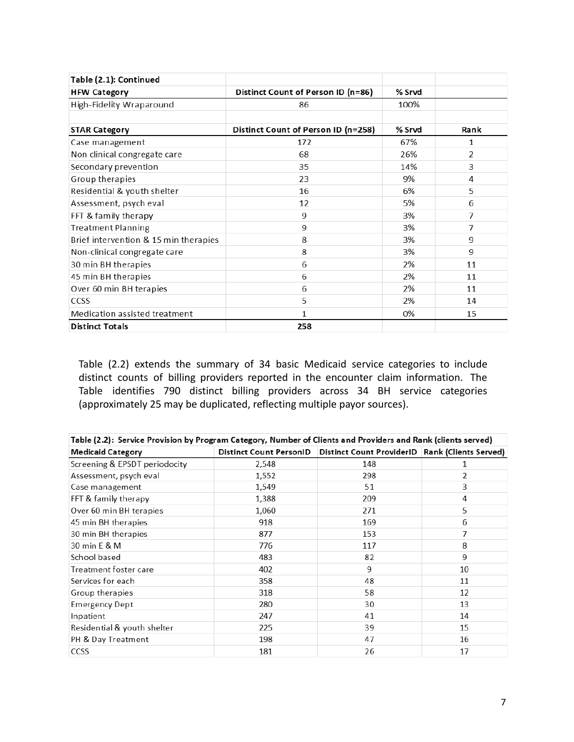| Table (2.1): Continued | | | |
|---|---|---|---|
| **HFW Category** | **Distinct Count of Person ID (n=86)** | **% Srvd** | |
| High-Fidelity Wraparound | 86 | 100% | |
| | | | |
| **STAR Category** | **Distinct Count of Person ID (n=258)** | **% Srvd** | **Rank** |
| Case management | 172 | 67% | 1 |
| Non clinical congregate care | 68 | 26% | 2 |
| Secondary prevention | 35 | 14% | 3 |
| Group therapies | 23 | 9% | 4 |
| Residential & youth shelter | 16 | 6% | 5 |
| Assessment, psych eval | 12 | 5% | 6 |
| FFT & family therapy | 9 | 3% | 7 |
| Treatment Planning | 9 | 3% | 7 |
| Brief intervention & 15 min therapies | 8 | 3% | 9 |
| Non-clinical congregate care | 8 | 3% | 9 |
| 30 min BH therapies | 6 | 2% | 11 |
| 45 min BH therapies | 6 | 2% | 11 |
| Over 60 min BH terapies | 6 | 2% | 11 |
| CCSS | 5 | 2% | 14 |
| Medication assisted treatment | 1 | 0% | 15 |
| **Distinct Totals** | **258** | | |

Table (2.2) extends the summary of 34 basic Medicaid service categories to include distinct counts of billing providers reported in the encounter claim information. The Table identifies 790 distinct billing providers across 34 BH service categories (approximately 25 may be duplicated, reflecting multiple payor sources).

| Table (2.2): Service Provision by Program Category, Number of Clients and Providers and Rank (clients served) | | | |
|---|---|---|---|
| **Medicaid Category** | **Distinct Count PersonID** | **Distinct Count ProviderID** | **Rank (Clients Served)** |
| Screening & EPSDT periodocity | 2,548 | 148 | 1 |
| Assessment, psych eval | 1,552 | 298 | 2 |
| Case management | 1,549 | 51 | 3 |
| FFT & family therapy | 1,388 | 209 | 4 |
| Over 60 min BH terapies | 1,060 | 271 | 5 |
| 45 min BH therapies | 918 | 169 | 6 |
| 30 min BH therapies | 877 | 153 | 7 |
| 30 min E & M | 776 | 117 | 8 |
| School based | 483 | 82 | 9 |
| Treatment foster care | 402 | 9 | 10 |
| Services for each | 358 | 48 | 11 |
| Group therapies | 318 | 58 | 12 |
| Emergency Dept | 280 | 30 | 13 |
| Inpatient | 247 | 41 | 14 |
| Residential & youth shelter | 225 | 39 | 15 |
| PH & Day Treatment | 198 | 47 | 16 |
| CCSS | 181 | 26 | 17 |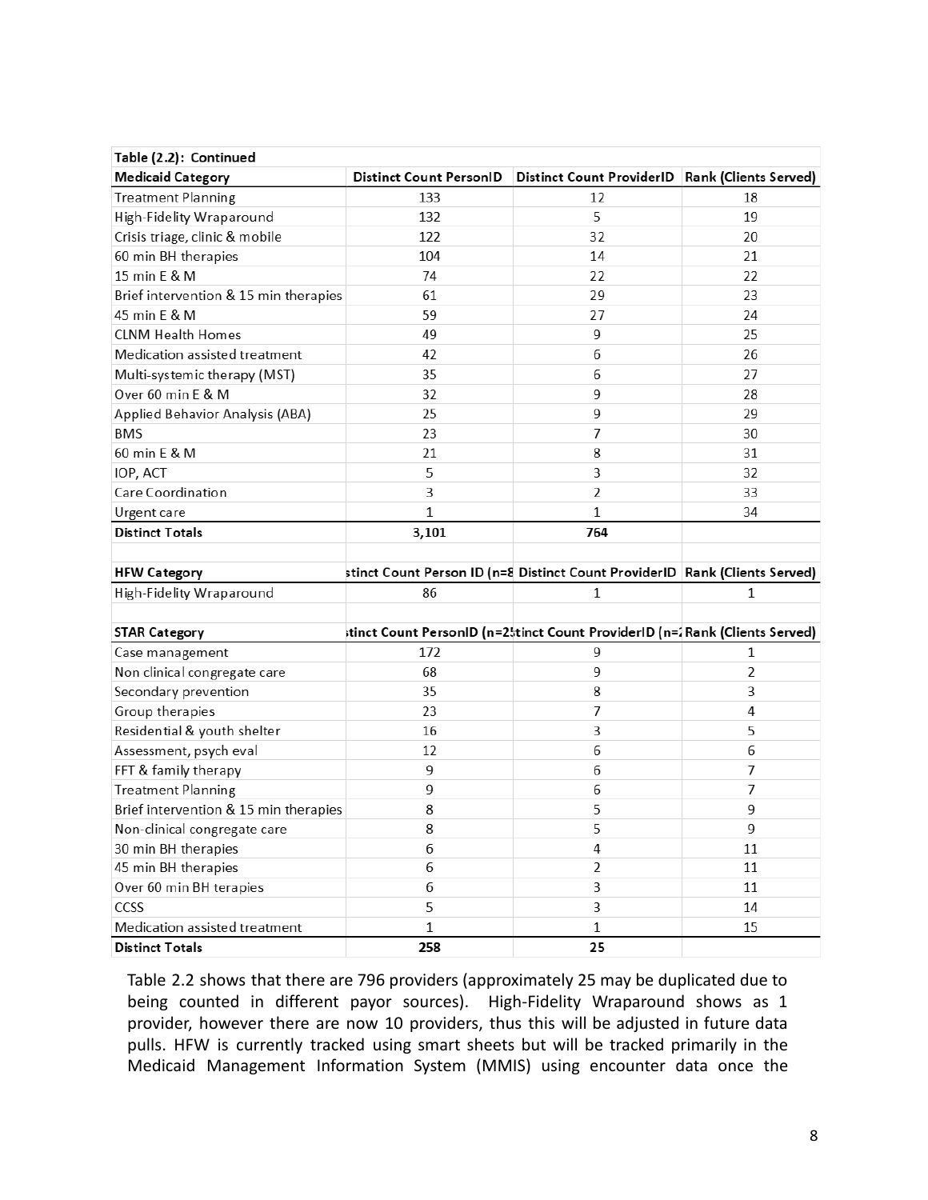| Table (2.2): Continued | | | |
|---|---|---|---|
| **Medicaid Category** | **Distinct Count PersonID** | **Distinct Count ProviderID** | **Rank (Clients Served)** |
| Treatment Planning | 133 | 12 | 18 |
| High-Fidelity Wraparound | 132 | 5 | 19 |
| Crisis triage, clinic & mobile | 122 | 32 | 20 |
| 60 min BH therapies | 104 | 14 | 21 |
| 15 min E & M | 74 | 22 | 22 |
| Brief intervention & 15 min therapies | 61 | 29 | 23 |
| 45 min E & M | 59 | 27 | 24 |
| CLNM Health Homes | 49 | 9 | 25 |
| Medication assisted treatment | 42 | 6 | 26 |
| Multi-systemic therapy (MST) | 35 | 6 | 27 |
| Over 60 min E & M | 32 | 9 | 28 |
| Applied Behavior Analysis (ABA) | 25 | 9 | 29 |
| BMS | 23 | 7 | 30 |
| 60 min E & M | 21 | 8 | 31 |
| IOP, ACT | 5 | 3 | 32 |
| Care Coordination | 3 | 2 | 33 |
| Urgent care | 1 | 1 | 34 |
| **Distinct Totals** | **3,101** | **764** | |

| HFW Category | stinct Count Person ID (n=8 | Distinct Count ProviderID | Rank (Clients Served) |
|---|---|---|---|
| High-Fidelity Wraparound | 86 | 1 | 1 |

| STAR Category | stinct Count PersonID (n=2 | stinct Count ProviderID (n= | Rank (Clients Served) |
|---|---|---|---|
| Case management | 172 | 9 | 1 |
| Non clinical congregate care | 68 | 9 | 2 |
| Secondary prevention | 35 | 8 | 3 |
| Group therapies | 23 | 7 | 4 |
| Residential & youth shelter | 16 | 3 | 5 |
| Assessment, psych eval | 12 | 6 | 6 |
| FFT & family therapy | 9 | 6 | 7 |
| Treatment Planning | 9 | 6 | 7 |
| Brief intervention & 15 min therapies | 8 | 5 | 9 |
| Non-clinical congregate care | 8 | 5 | 9 |
| 30 min BH therapies | 6 | 4 | 11 |
| 45 min BH therapies | 6 | 2 | 11 |
| Over 60 min BH terapies | 6 | 3 | 11 |
| CCSS | 5 | 3 | 14 |
| Medication assisted treatment | 1 | 1 | 15 |
| **Distinct Totals** | **258** | **25** | |

Table 2.2 shows that there are 796 providers (approximately 25 may be duplicated due to being counted in different payor sources). High-Fidelity Wraparound shows as 1 provider, however there are now 10 providers, thus this will be adjusted in future data pulls. HFW is currently tracked using smart sheets but will be tracked primarily in the Medicaid Management Information System (MMIS) using encounter data once the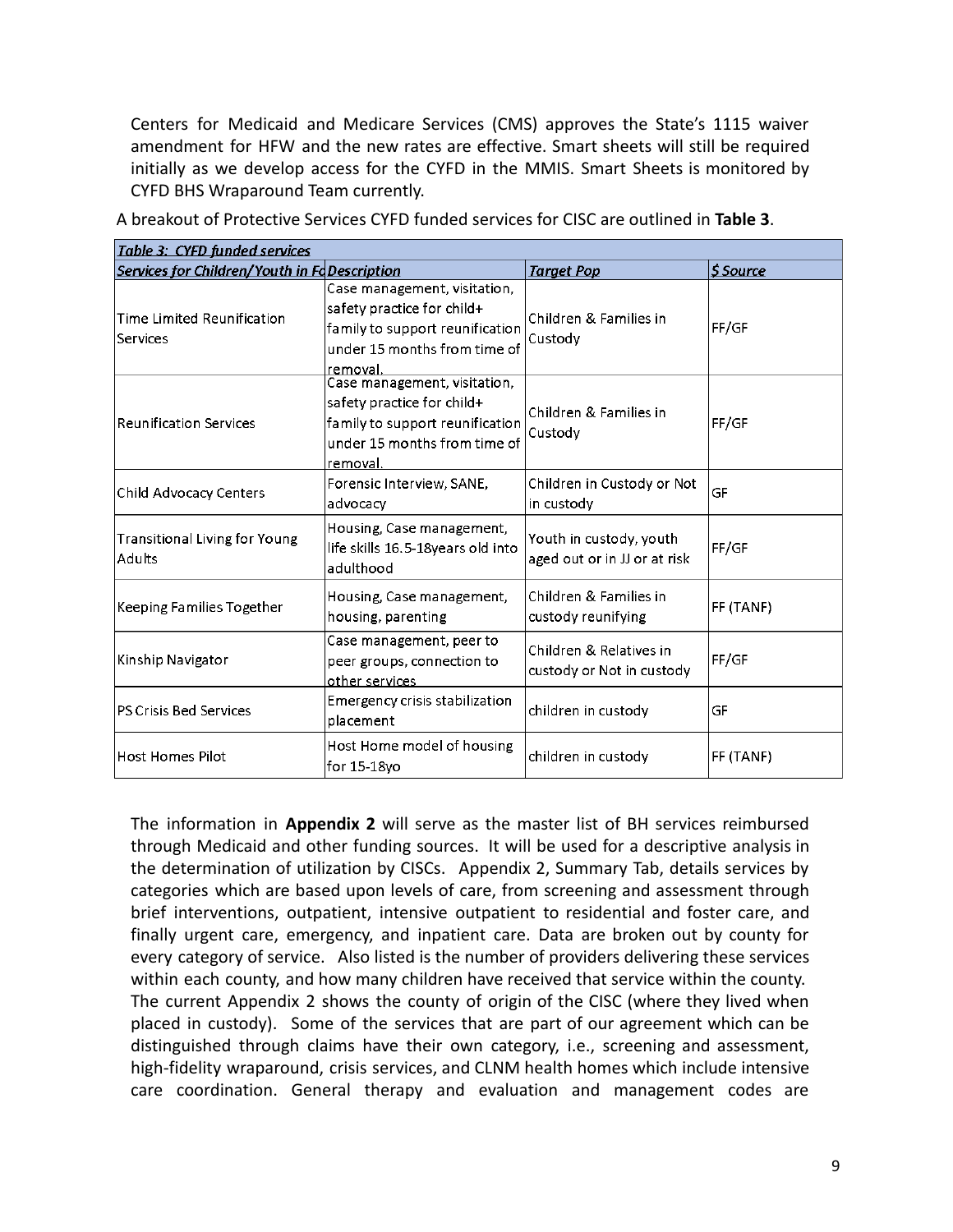Centers for Medicaid and Medicare Services (CMS) approves the State's 1115 waiver amendment for HFW and the new rates are effective. Smart sheets will still be required initially as we develop access for the CYFD in the MMIS. Smart Sheets is monitored by CYFD BHS Wraparound Team currently.

A breakout of Protective Services CYFD funded services for CISC are outlined in **Table 3**.

| *Table 3: CYFD funded services* | | | |
|---|---|---|---|
| ***Services for Children/Youth in Fo*** | ***Description*** | ***Target Pop*** | ***$ Source*** |
| Time Limited Reunification Services | Case management, visitation, safety practice for child+ family to support reunification under 15 months from time of removal. | Children & Families in Custody | FF/GF |
| Reunification Services | Case management, visitation, safety practice for child+ family to support reunification under 15 months from time of removal. | Children & Families in Custody | FF/GF |
| Child Advocacy Centers | Forensic Interview, SANE, advocacy | Children in Custody or Not in custody | GF |
| Transitional Living for Young Adults | Housing, Case management, life skills 16.5-18years old into adulthood | Youth in custody, youth aged out or in JJ or at risk | FF/GF |
| Keeping Families Together | Housing, Case management, housing, parenting | Children & Families in custody reunifying | FF (TANF) |
| Kinship Navigator | Case management, peer to peer groups, connection to other services | Children & Relatives in custody or Not in custody | FF/GF |
| PS Crisis Bed Services | Emergency crisis stabilization placement | children in custody | GF |
| Host Homes Pilot | Host Home model of housing for 15-18yo | children in custody | FF (TANF) |

The information in **Appendix 2** will serve as the master list of BH services reimbursed through Medicaid and other funding sources. It will be used for a descriptive analysis in the determination of utilization by CISCs. Appendix 2, Summary Tab, details services by categories which are based upon levels of care, from screening and assessment through brief interventions, outpatient, intensive outpatient to residential and foster care, and finally urgent care, emergency, and inpatient care. Data are broken out by county for every category of service. Also listed is the number of providers delivering these services within each county, and how many children have received that service within the county. The current Appendix 2 shows the county of origin of the CISC (where they lived when placed in custody). Some of the services that are part of our agreement which can be distinguished through claims have their own category, i.e., screening and assessment, high-fidelity wraparound, crisis services, and CLNM health homes which include intensive care coordination. General therapy and evaluation and management codes are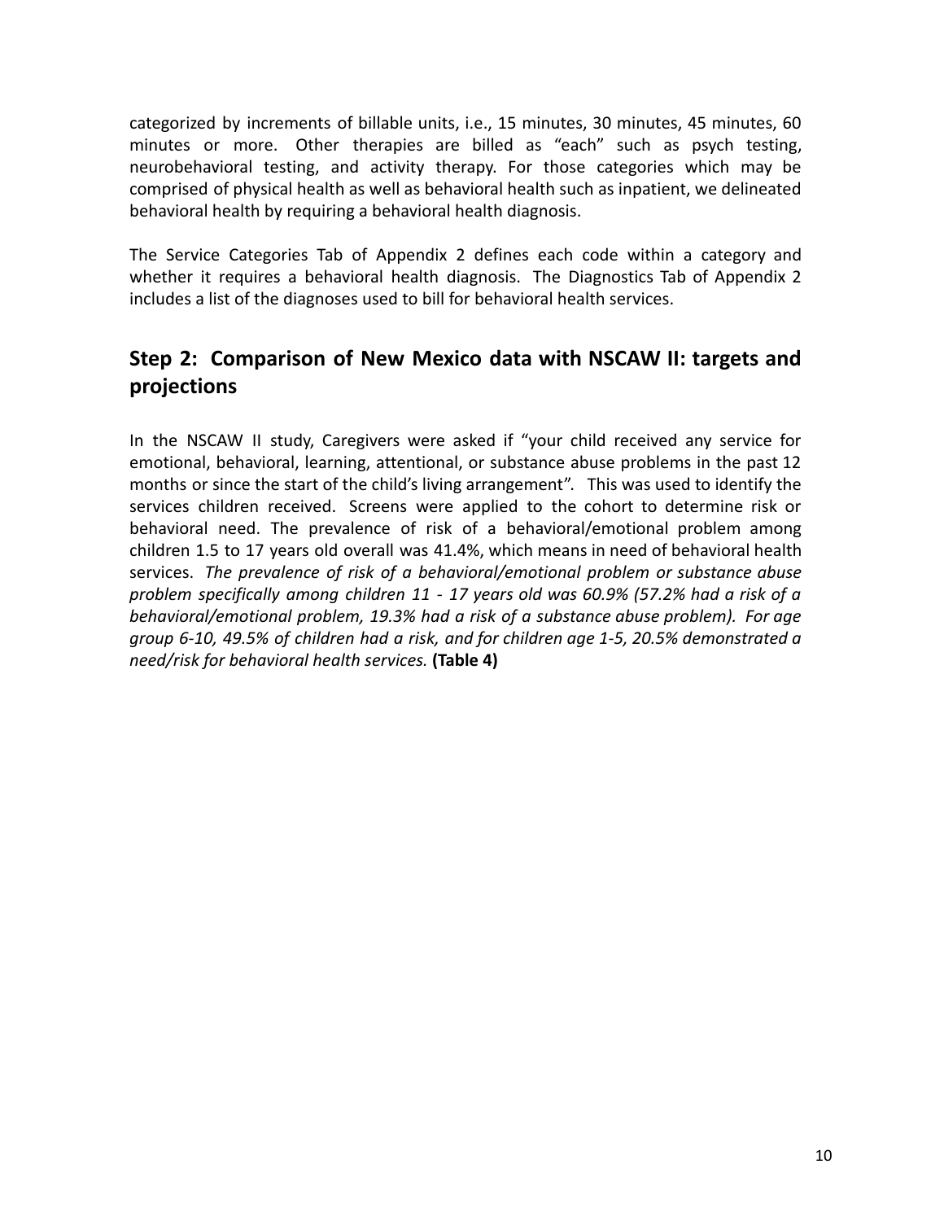categorized by increments of billable units, i.e., 15 minutes, 30 minutes, 45 minutes, 60 minutes or more. Other therapies are billed as "each" such as psych testing, neurobehavioral testing, and activity therapy. For those categories which may be comprised of physical health as well as behavioral health such as inpatient, we delineated behavioral health by requiring a behavioral health diagnosis.

The Service Categories Tab of Appendix 2 defines each code within a category and whether it requires a behavioral health diagnosis. The Diagnostics Tab of Appendix 2 includes a list of the diagnoses used to bill for behavioral health services.

## Step 2: Comparison of New Mexico data with NSCAW II: targets and projections

In the NSCAW II study, Caregivers were asked if "your child received any service for emotional, behavioral, learning, attentional, or substance abuse problems in the past 12 months or since the start of the child's living arrangement". This was used to identify the services children received. Screens were applied to the cohort to determine risk or behavioral need. The prevalence of risk of a behavioral/emotional problem among children 1.5 to 17 years old overall was 41.4%, which means in need of behavioral health services. *The prevalence of risk of a behavioral/emotional problem or substance abuse problem specifically among children 11 - 17 years old was 60.9% (57.2% had a risk of a behavioral/emotional problem, 19.3% had a risk of a substance abuse problem). For age group 6-10, 49.5% of children had a risk, and for children age 1-5, 20.5% demonstrated a need/risk for behavioral health services.* **(Table 4)**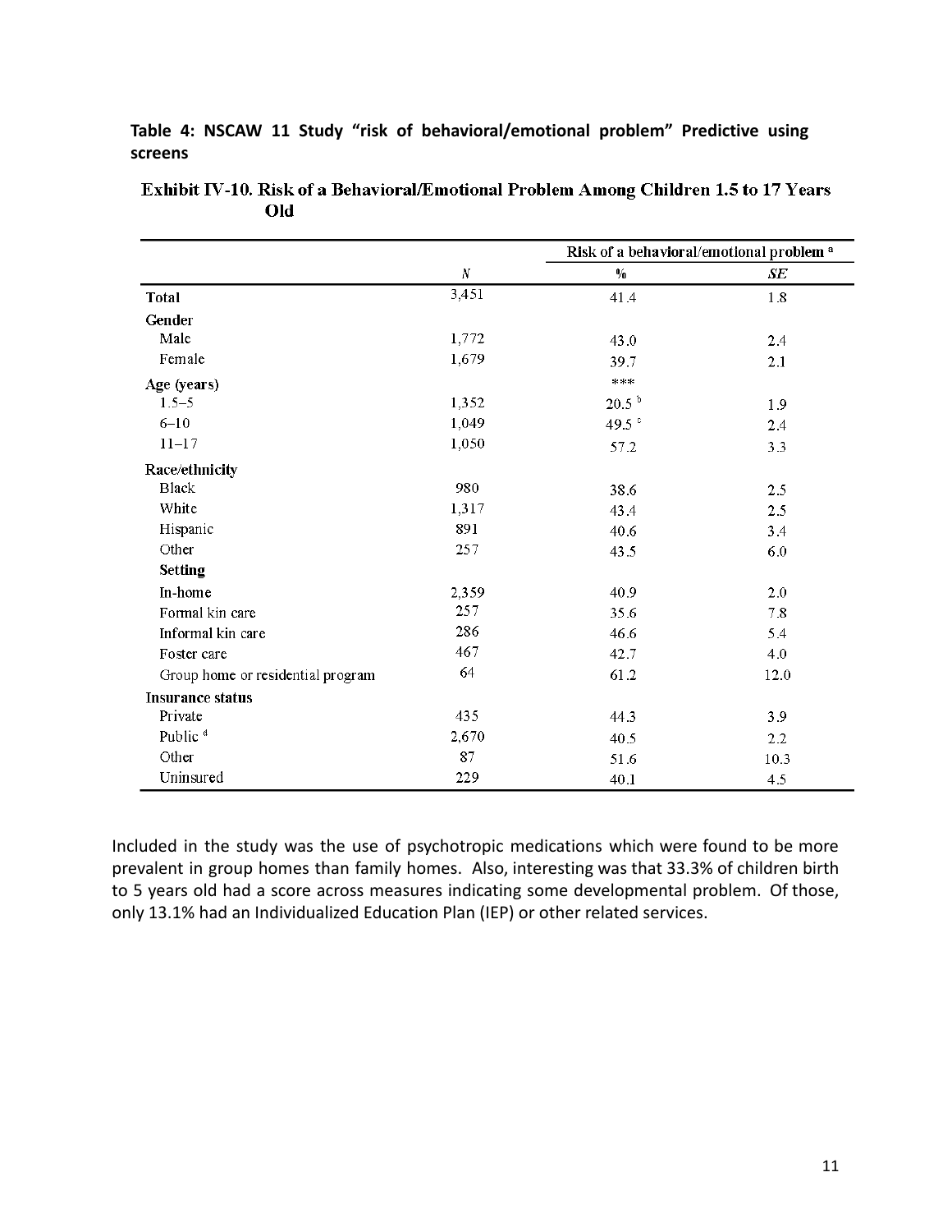**Table 4: NSCAW 11 Study "risk of behavioral/emotional problem" Predictive using screens**

**Exhibit IV-10. Risk of a Behavioral/Emotional Problem Among Children 1.5 to 17 Years Old**

| | | Risk of a behavioral/emotional problem [a] | |
|---|---|---|---|
| | *N* | % | *SE* |
| **Total** | 3,451 | 41.4 | 1.8 |
| **Gender** | | | |
| Male | 1,772 | 43.0 | 2.4 |
| Female | 1,679 | 39.7 | 2.1 |
| **Age (years)** | | *** | |
| 1.5–5 | 1,352 | 20.5 [b] | 1.9 |
| 6–10 | 1,049 | 49.5 [c] | 2.4 |
| 11–17 | 1,050 | 57.2 | 3.3 |
| **Race/ethnicity** | | | |
| Black | 980 | 38.6 | 2.5 |
| White | 1,317 | 43.4 | 2.5 |
| Hispanic | 891 | 40.6 | 3.4 |
| Other | 257 | 43.5 | 6.0 |
| **Setting** | | | |
| In-home | 2,359 | 40.9 | 2.0 |
| Formal kin care | 257 | 35.6 | 7.8 |
| Informal kin care | 286 | 46.6 | 5.4 |
| Foster care | 467 | 42.7 | 4.0 |
| Group home or residential program | 64 | 61.2 | 12.0 |
| **Insurance status** | | | |
| Private | 435 | 44.3 | 3.9 |
| Public [d] | 2,670 | 40.5 | 2.2 |
| Other | 87 | 51.6 | 10.3 |
| Uninsured | 229 | 40.1 | 4.5 |

Included in the study was the use of psychotropic medications which were found to be more prevalent in group homes than family homes. Also, interesting was that 33.3% of children birth to 5 years old had a score across measures indicating some developmental problem. Of those, only 13.1% had an Individualized Education Plan (IEP) or other related services.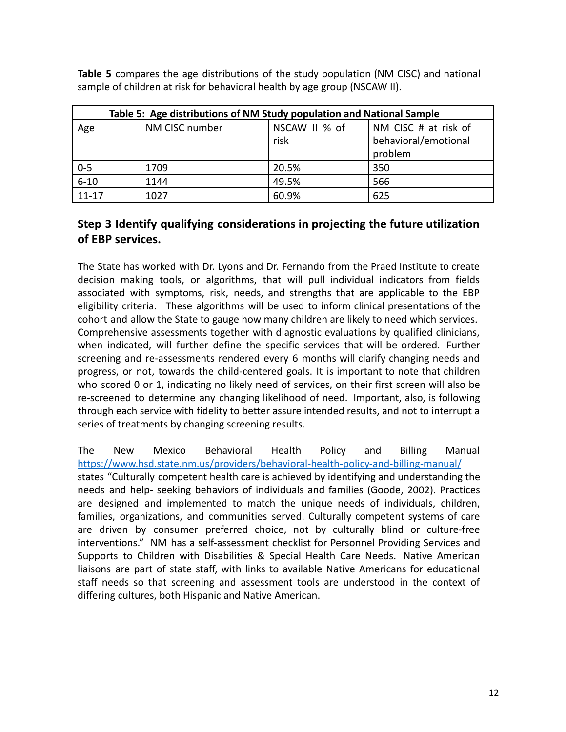**Table 5** compares the age distributions of the study population (NM CISC) and national sample of children at risk for behavioral health by age group (NSCAW II).

| Table 5: Age distributions of NM Study population and National Sample | | | |
|---|---|---|---|
| Age | NM CISC number | NSCAW II % of risk | NM CISC # at risk of behavioral/emotional problem |
| 0-5 | 1709 | 20.5% | 350 |
| 6-10 | 1144 | 49.5% | 566 |
| 11-17 | 1027 | 60.9% | 625 |

## Step 3 Identify qualifying considerations in projecting the future utilization of EBP services.

The State has worked with Dr. Lyons and Dr. Fernando from the Praed Institute to create decision making tools, or algorithms, that will pull individual indicators from fields associated with symptoms, risk, needs, and strengths that are applicable to the EBP eligibility criteria. These algorithms will be used to inform clinical presentations of the cohort and allow the State to gauge how many children are likely to need which services. Comprehensive assessments together with diagnostic evaluations by qualified clinicians, when indicated, will further define the specific services that will be ordered. Further screening and re-assessments rendered every 6 months will clarify changing needs and progress, or not, towards the child-centered goals. It is important to note that children who scored 0 or 1, indicating no likely need of services, on their first screen will also be re-screened to determine any changing likelihood of need. Important, also, is following through each service with fidelity to better assure intended results, and not to interrupt a series of treatments by changing screening results.

The New Mexico Behavioral Health Policy and Billing Manual https://www.hsd.state.nm.us/providers/behavioral-health-policy-and-billing-manual/ states "Culturally competent health care is achieved by identifying and understanding the needs and help- seeking behaviors of individuals and families (Goode, 2002). Practices are designed and implemented to match the unique needs of individuals, children, families, organizations, and communities served. Culturally competent systems of care are driven by consumer preferred choice, not by culturally blind or culture-free interventions." NM has a self-assessment checklist for Personnel Providing Services and Supports to Children with Disabilities & Special Health Care Needs. Native American liaisons are part of state staff, with links to available Native Americans for educational staff needs so that screening and assessment tools are understood in the context of differing cultures, both Hispanic and Native American.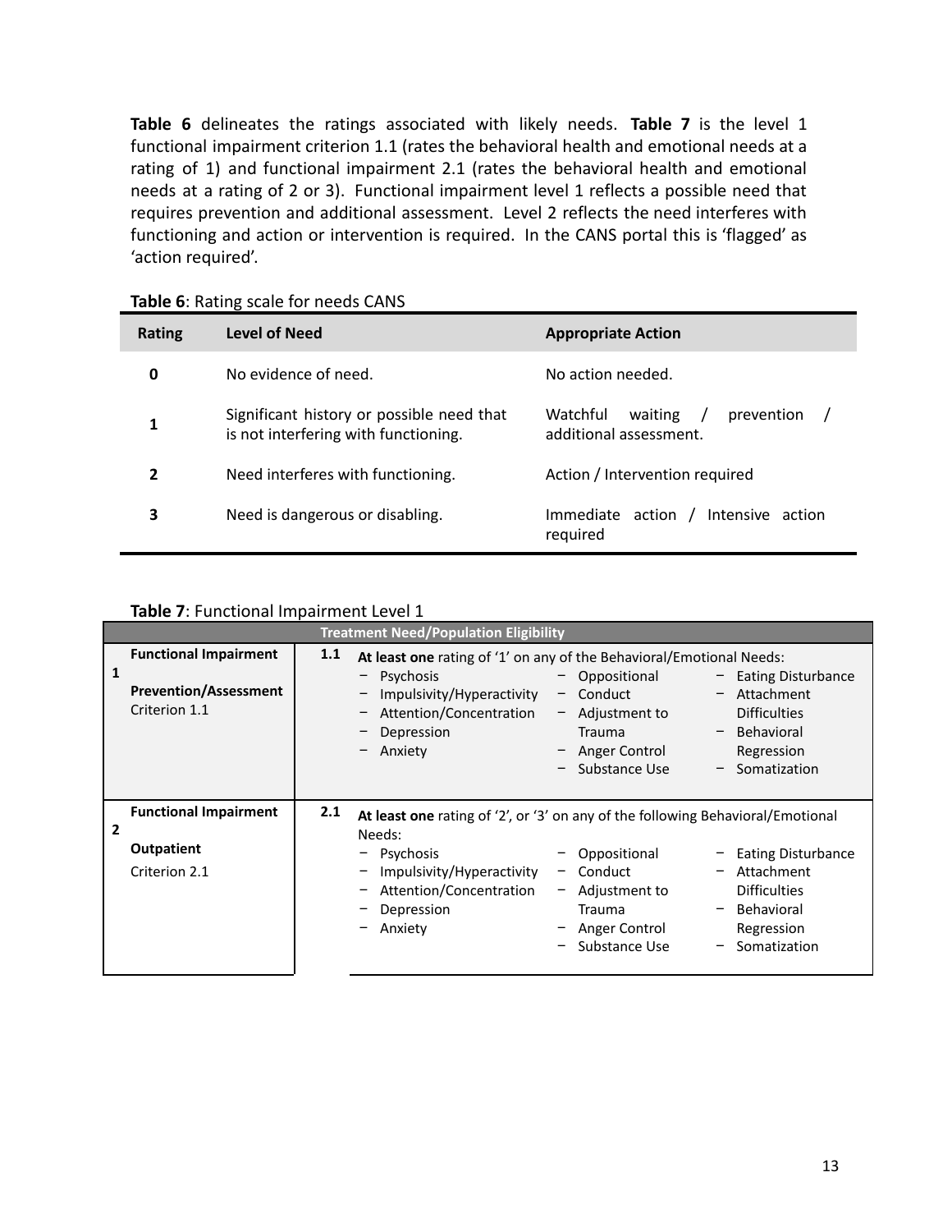**Table 6** delineates the ratings associated with likely needs. **Table 7** is the level 1 functional impairment criterion 1.1 (rates the behavioral health and emotional needs at a rating of 1) and functional impairment 2.1 (rates the behavioral health and emotional needs at a rating of 2 or 3). Functional impairment level 1 reflects a possible need that requires prevention and additional assessment. Level 2 reflects the need interferes with functioning and action or intervention is required. In the CANS portal this is 'flagged' as 'action required'.

**Table 6**: Rating scale for needs CANS

| Rating | Level of Need | Appropriate Action |
|---|---|---|
| 0 | No evidence of need. | No action needed. |
| 1 | Significant history or possible need that is not interfering with functioning. | Watchful waiting / prevention / additional assessment. |
| 2 | Need interferes with functioning. | Action / Intervention required |
| 3 | Need is dangerous or disabling. | Immediate action / Intensive action required |

**Table 7**: Functional Impairment Level 1

| Treatment Need/Population Eligibility | | | |
|---|---|---|---|
| 1 | **Functional Impairment**<br><br>**Prevention/Assessment**<br>Criterion 1.1 | 1.1 | **At least one** rating of '1' on any of the Behavioral/Emotional Needs:<br>− Psychosis<br>− Impulsivity/Hyperactivity<br>− Attention/Concentration<br>− Depression<br>− Anxiety<br>− Oppositional<br>− Conduct<br>− Adjustment to Trauma<br>− Anger Control<br>− Substance Use<br>− Eating Disturbance<br>− Attachment Difficulties<br>− Behavioral Regression<br>− Somatization |
| 2 | **Functional Impairment**<br><br>**Outpatient**<br>Criterion 2.1 | 2.1 | **At least one** rating of '2', or '3' on any of the following Behavioral/Emotional Needs:<br>− Psychosis<br>− Impulsivity/Hyperactivity<br>− Attention/Concentration<br>− Depression<br>− Anxiety<br>− Oppositional<br>− Conduct<br>− Adjustment to Trauma<br>− Anger Control<br>− Substance Use<br>− Eating Disturbance<br>− Attachment Difficulties<br>− Behavioral Regression<br>− Somatization |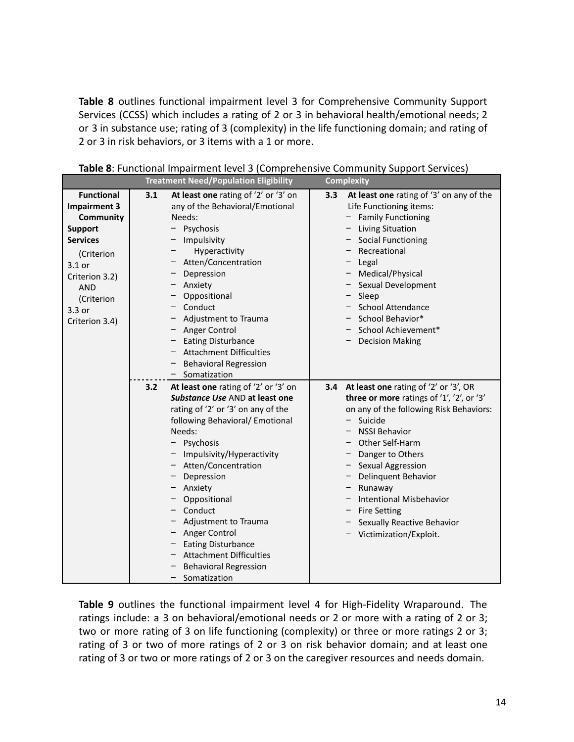**Table 8** outlines functional impairment level 3 for Comprehensive Community Support Services (CCSS) which includes a rating of 2 or 3 in behavioral health/emotional needs; 2 or 3 in substance use; rating of 3 (complexity) in the life functioning domain; and rating of 2 or 3 in risk behaviors, or 3 items with a 1 or more.

**Table 8**: Functional Impairment level 3 (Comprehensive Community Support Services)

| | Treatment Need/Population Eligibility | Complexity |
|---|---|---|
| **Functional Impairment 3 Community Support Services** (Criterion 3.1 or Criterion 3.2) AND (Criterion 3.3 or Criterion 3.4) | **3.1** **At least one** rating of '2' or '3' on any of the Behavioral/Emotional Needs: <br>– Psychosis <br>– Impulsivity <br>– Hyperactivity <br>– Atten/Concentration <br>– Depression <br>– Anxiety <br>– Oppositional <br>– Conduct <br>– Adjustment to Trauma <br>– Anger Control <br>– Eating Disturbance <br>– Attachment Difficulties <br>– Behavioral Regression <br>– Somatization | **3.3** **At least one** rating of '3' on any of the Life Functioning items: <br>– Family Functioning <br>– Living Situation <br>– Social Functioning <br>– Recreational <br>– Legal <br>– Medical/Physical <br>– Sexual Development <br>– Sleep <br>– School Attendance <br>– School Behavior* <br>– School Achievement* <br>– Decision Making |
| | **3.2** **At least one** rating of '2' or '3' on ***Substance Use*** AND **at least one** rating of '2' or '3' on any of the following Behavioral/ Emotional Needs: <br>– Psychosis <br>– Impulsivity/Hyperactivity <br>– Atten/Concentration <br>– Depression <br>– Anxiety <br>– Oppositional <br>– Conduct <br>– Adjustment to Trauma <br>– Anger Control <br>– Eating Disturbance <br>– Attachment Difficulties <br>– Behavioral Regression <br>– Somatization | **3.4** **At least one** rating of '2' or '3', OR **three or more** ratings of '1', '2', or '3' on any of the following Risk Behaviors: <br>– Suicide <br>– NSSI Behavior <br>– Other Self-Harm <br>– Danger to Others <br>– Sexual Aggression <br>– Delinquent Behavior <br>– Runaway <br>– Intentional Misbehavior <br>– Fire Setting <br>– Sexually Reactive Behavior <br>– Victimization/Exploit. |

**Table 9** outlines the functional impairment level 4 for High-Fidelity Wraparound. The ratings include: a 3 on behavioral/emotional needs or 2 or more with a rating of 2 or 3; two or more rating of 3 on life functioning (complexity) or three or more ratings 2 or 3; rating of 3 or two of more ratings of 2 or 3 on risk behavior domain; and at least one rating of 3 or two or more ratings of 2 or 3 on the caregiver resources and needs domain.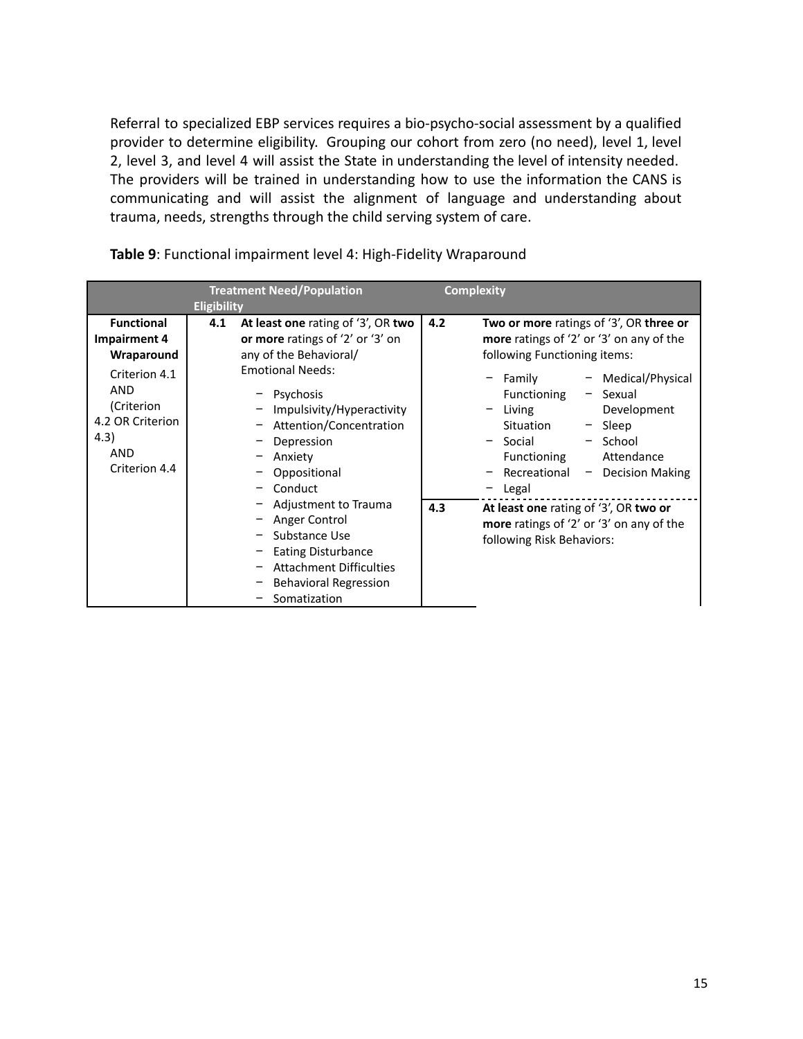Referral to specialized EBP services requires a bio-psycho-social assessment by a qualified provider to determine eligibility. Grouping our cohort from zero (no need), level 1, level 2, level 3, and level 4 will assist the State in understanding the level of intensity needed. The providers will be trained in understanding how to use the information the CANS is communicating and will assist the alignment of language and understanding about trauma, needs, strengths through the child serving system of care.

**Table 9**: Functional impairment level 4: High-Fidelity Wraparound

| | Treatment Need/Population Eligibility | | Complexity | |
|---|---|---|---|---|
| **Functional Impairment 4 Wraparound**<br><br>Criterion 4.1 AND (Criterion 4.2 OR Criterion 4.3) AND Criterion 4.4 | 4.1 | **At least one** rating of '3', OR **two or more** ratings of '2' or '3' on any of the Behavioral/ Emotional Needs:<br>– Psychosis<br>– Impulsivity/Hyperactivity<br>– Attention/Concentration<br>– Depression<br>– Anxiety<br>– Oppositional<br>– Conduct<br>– Adjustment to Trauma<br>– Anger Control<br>– Substance Use<br>– Eating Disturbance<br>– Attachment Difficulties<br>– Behavioral Regression<br>– Somatization | 4.2 | **Two or more** ratings of '3', OR **three or more** ratings of '2' or '3' on any of the following Functioning items:<br>– Family Functioning<br>– Living Situation<br>– Social Functioning<br>– Recreational<br>– Legal<br>– Medical/Physical<br>– Sexual Development<br>– Sleep<br>– School Attendance<br>– Decision Making |
| | | | 4.3 | **At least one** rating of '3', OR **two or more** ratings of '2' or '3' on any of the following Risk Behaviors: |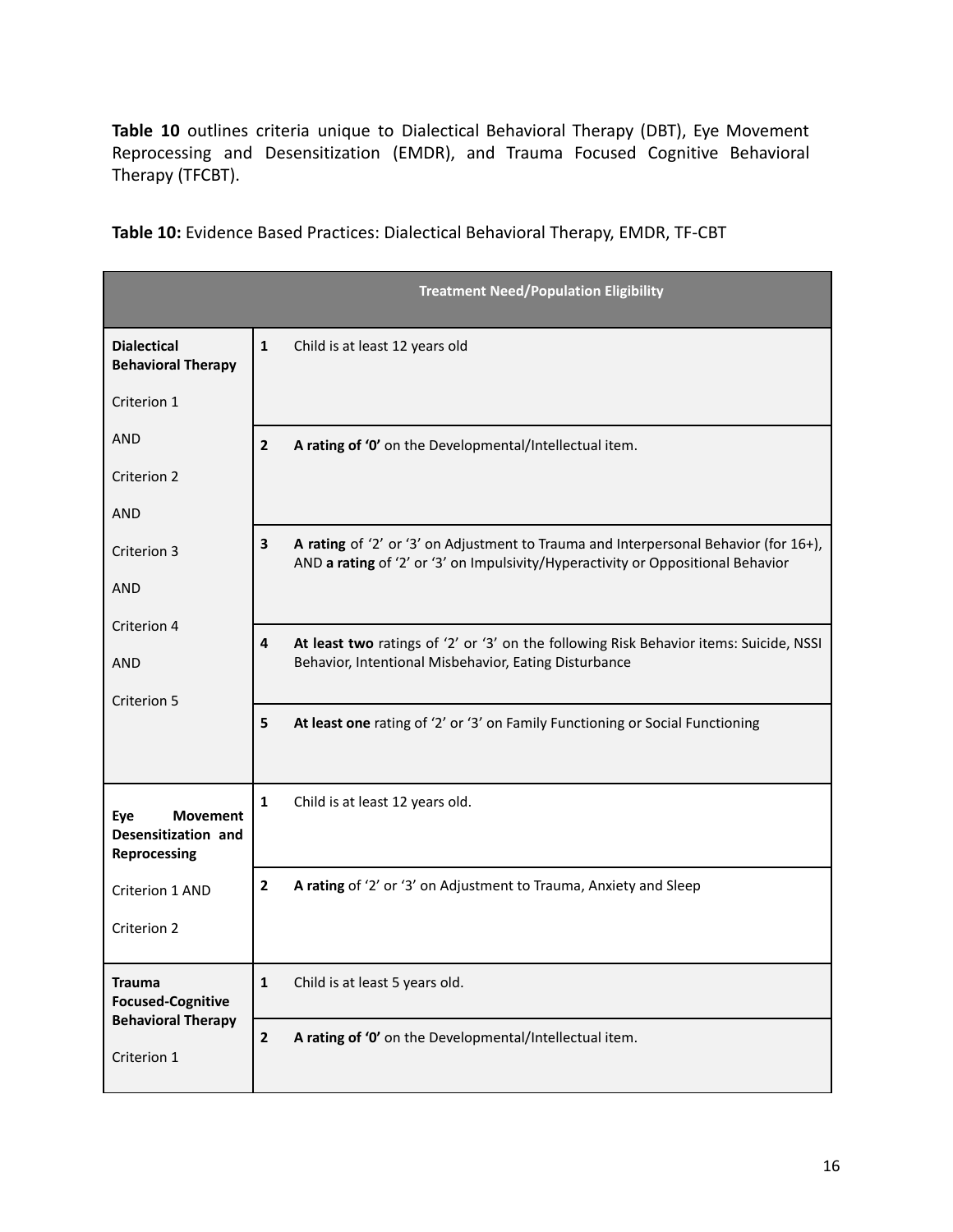**Table 10** outlines criteria unique to Dialectical Behavioral Therapy (DBT), Eye Movement Reprocessing and Desensitization (EMDR), and Trauma Focused Cognitive Behavioral Therapy (TFCBT).

**Table 10:** Evidence Based Practices: Dialectical Behavioral Therapy, EMDR, TF-CBT

| | | **Treatment Need/Population Eligibility** |
|---|---|---|
| **Dialectical Behavioral Therapy**<br><br>Criterion 1<br><br>AND<br><br>Criterion 2<br><br>AND<br><br>Criterion 3<br><br>AND<br><br>Criterion 4<br><br>AND<br><br>Criterion 5 | **1** | Child is at least 12 years old |
| | **2** | **A rating of '0'** on the Developmental/Intellectual item. |
| | **3** | **A rating** of '2' or '3' on Adjustment to Trauma and Interpersonal Behavior (for 16+), AND **a rating** of '2' or '3' on Impulsivity/Hyperactivity or Oppositional Behavior |
| | **4** | **At least two** ratings of '2' or '3' on the following Risk Behavior items: Suicide, NSSI Behavior, Intentional Misbehavior, Eating Disturbance |
| | **5** | **At least one** rating of '2' or '3' on Family Functioning or Social Functioning |
| **Eye Movement Desensitization and Reprocessing**<br><br>Criterion 1 AND<br><br>Criterion 2 | **1** | Child is at least 12 years old. |
| | **2** | **A rating** of '2' or '3' on Adjustment to Trauma, Anxiety and Sleep |
| **Trauma Focused-Cognitive Behavioral Therapy**<br><br>Criterion 1 | **1** | Child is at least 5 years old. |
| | **2** | **A rating of '0'** on the Developmental/Intellectual item. |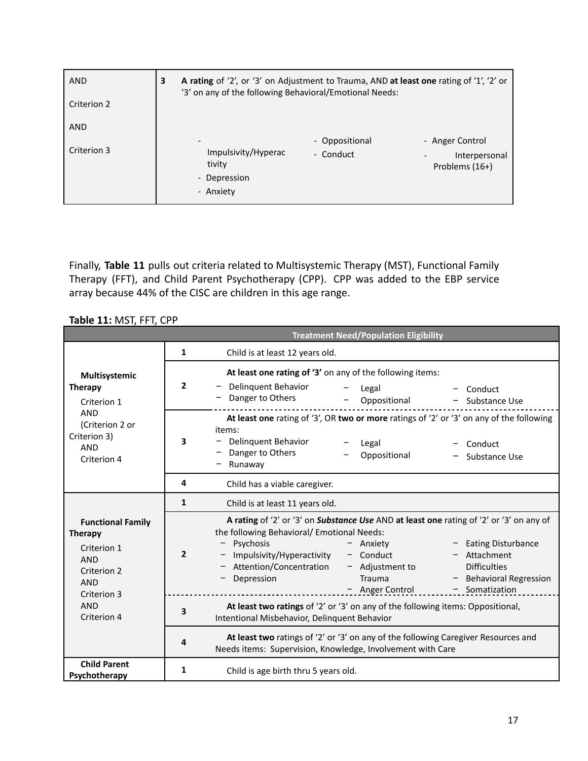| | | |
|---|---|---|
| AND<br><br>Criterion 2<br><br>AND<br><br>Criterion 3 | 3 | **A rating** of '2', or '3' on Adjustment to Trauma, AND **at least one** rating of '1', '2' or '3' on any of the following Behavioral/Emotional Needs:<br><br>- Impulsivity/Hyperactivity<br>- Depression<br>- Anxiety<br>- Oppositional<br>- Conduct<br>- Anger Control<br>- Interpersonal Problems (16+) |

Finally, **Table 11** pulls out criteria related to Multisystemic Therapy (MST), Functional Family Therapy (FFT), and Child Parent Psychotherapy (CPP). CPP was added to the EBP service array because 44% of the CISC are children in this age range.

**Table 11:** MST, FFT, CPP

| | | Treatment Need/Population Eligibility |
|---|---|---|
| **Multisystemic Therapy**<br>Criterion 1<br>AND<br>(Criterion 2 or Criterion 3)<br>AND<br>Criterion 4 | 1 | Child is at least 12 years old. |
| | 2 | **At least one rating of '3'** on any of the following items:<br>- Delinquent Behavior<br>- Danger to Others<br>- Legal<br>- Oppositional<br>- Conduct<br>- Substance Use |
| | 3 | **At least one** rating of '3', OR **two or more** ratings of '2' or '3' on any of the following items:<br>- Delinquent Behavior<br>- Danger to Others<br>- Runaway<br>- Legal<br>- Oppositional<br>- Conduct<br>- Substance Use |
| | 4 | Child has a viable caregiver. |
| **Functional Family Therapy**<br>Criterion 1<br>AND<br>Criterion 2<br>AND<br>Criterion 3<br>AND<br>Criterion 4 | 1 | Child is at least 11 years old. |
| | 2 | **A rating** of '2' or '3' on ***Substance Use*** AND **at least one** rating of '2' or '3' on any of the following Behavioral/ Emotional Needs:<br>- Psychosis<br>- Impulsivity/Hyperactivity<br>- Attention/Concentration<br>- Depression<br>- Anxiety<br>- Conduct<br>- Adjustment to Trauma<br>- Anger Control<br>- Eating Disturbance<br>- Attachment Difficulties<br>- Behavioral Regression<br>- Somatization |
| | 3 | **At least two ratings** of '2' or '3' on any of the following items: Oppositional, Intentional Misbehavior, Delinquent Behavior |
| | 4 | **At least two** ratings of '2' or '3' on any of the following Caregiver Resources and Needs items: Supervision, Knowledge, Involvement with Care |
| **Child Parent Psychotherapy** | 1 | Child is age birth thru 5 years old. |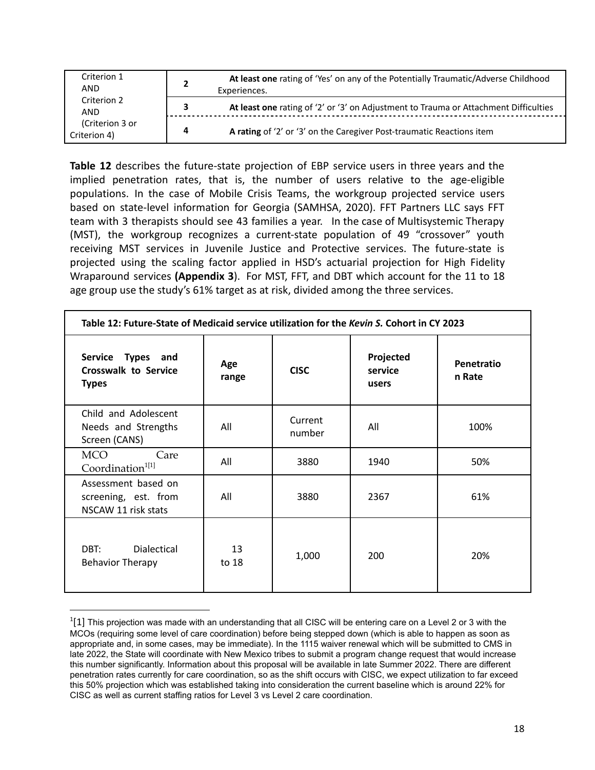| | | |
|---|---|---|
| Criterion 1 AND Criterion 2 AND (Criterion 3 or Criterion 4) | 2 | **At least one** rating of 'Yes' on any of the Potentially Traumatic/Adverse Childhood Experiences. |
| | 3 | **At least one** rating of '2' or '3' on Adjustment to Trauma or Attachment Difficulties |
| | 4 | **A rating** of '2' or '3' on the Caregiver Post-traumatic Reactions item |

**Table 12** describes the future-state projection of EBP service users in three years and the implied penetration rates, that is, the number of users relative to the age-eligible populations. In the case of Mobile Crisis Teams, the workgroup projected service users based on state-level information for Georgia (SAMHSA, 2020). FFT Partners LLC says FFT team with 3 therapists should see 43 families a year. In the case of Multisystemic Therapy (MST), the workgroup recognizes a current-state population of 49 "crossover" youth receiving MST services in Juvenile Justice and Protective services. The future-state is projected using the scaling factor applied in HSD's actuarial projection for High Fidelity Wraparound services **(Appendix 3)**. For MST, FFT, and DBT which account for the 11 to 18 age group use the study's 61% target as at risk, divided among the three services.

**Table 12: Future-State of Medicaid service utilization for the *Kevin S.* Cohort in CY 2023**

| Service Types and Crosswalk to Service Types | Age range | CISC | Projected service users | Penetration Rate |
|---|---|---|---|---|
| Child and Adolescent Needs and Strengths Screen (CANS) | All | Current number | All | 100% |
| MCO Care Coordination[1][1] | All | 3880 | 1940 | 50% |
| Assessment based on screening, est. from NSCAW 11 risk stats | All | 3880 | 2367 | 61% |
| DBT: Dialectical Behavior Therapy | 13 to 18 | 1,000 | 200 | 20% |

[1][1] This projection was made with an understanding that all CISC will be entering care on a Level 2 or 3 with the MCOs (requiring some level of care coordination) before being stepped down (which is able to happen as soon as appropriate and, in some cases, may be immediate). In the 1115 waiver renewal which will be submitted to CMS in late 2022, the State will coordinate with New Mexico tribes to submit a program change request that would increase this number significantly. Information about this proposal will be available in late Summer 2022. There are different penetration rates currently for care coordination, so as the shift occurs with CISC, we expect utilization to far exceed this 50% projection which was established taking into consideration the current baseline which is around 22% for CISC as well as current staffing ratios for Level 3 vs Level 2 care coordination.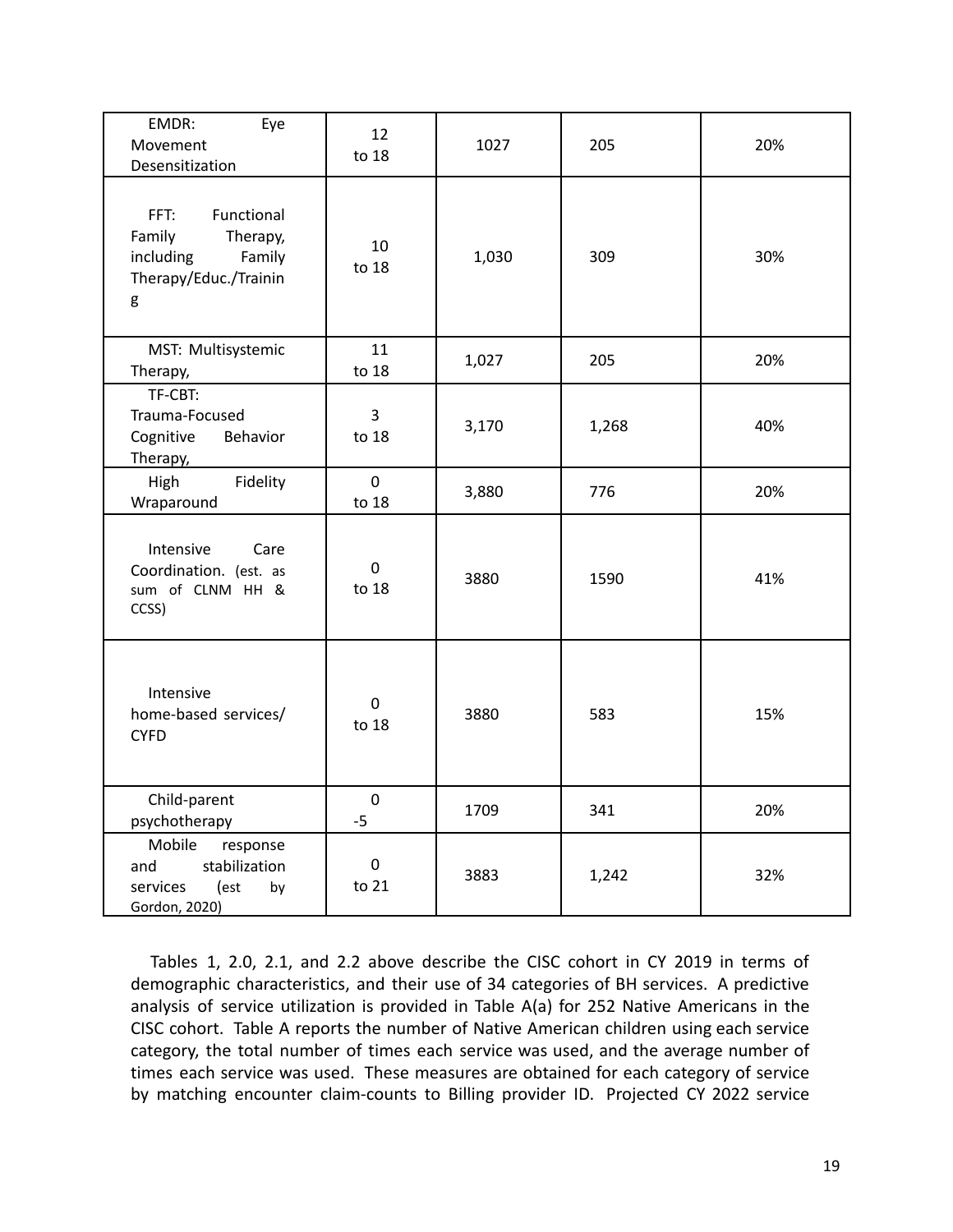| EMDR: Eye Movement Desensitization | 12 to 18 | 1027 | 205 | 20% |
|---|---|---|---|---|
| FFT: Functional Family Therapy, including Family Therapy/Educ./Training | 10 to 18 | 1,030 | 309 | 30% |
| MST: Multisystemic Therapy, | 11 to 18 | 1,027 | 205 | 20% |
| TF-CBT: Trauma-Focused Cognitive Behavior Therapy, | 3 to 18 | 3,170 | 1,268 | 40% |
| High Fidelity Wraparound | 0 to 18 | 3,880 | 776 | 20% |
| Intensive Care Coordination. (est. as sum of CLNM HH & CCSS) | 0 to 18 | 3880 | 1590 | 41% |
| Intensive home-based services/ CYFD | 0 to 18 | 3880 | 583 | 15% |
| Child-parent psychotherapy | 0 -5 | 1709 | 341 | 20% |
| Mobile response and stabilization services (est by Gordon, 2020) | 0 to 21 | 3883 | 1,242 | 32% |

Tables 1, 2.0, 2.1, and 2.2 above describe the CISC cohort in CY 2019 in terms of demographic characteristics, and their use of 34 categories of BH services. A predictive analysis of service utilization is provided in Table A(a) for 252 Native Americans in the CISC cohort. Table A reports the number of Native American children using each service category, the total number of times each service was used, and the average number of times each service was used. These measures are obtained for each category of service by matching encounter claim-counts to Billing provider ID. Projected CY 2022 service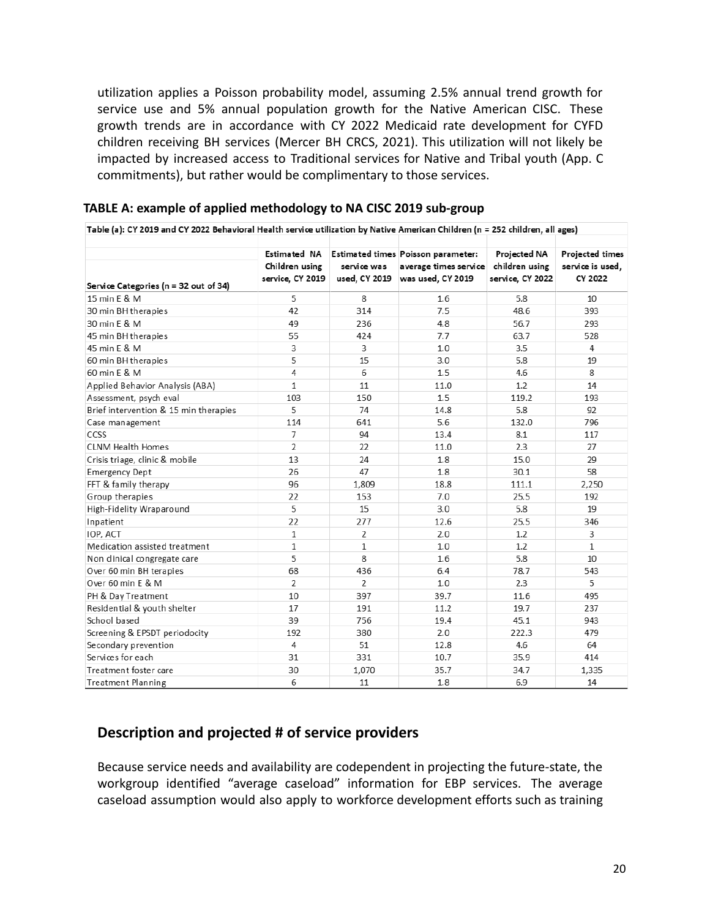utilization applies a Poisson probability model, assuming 2.5% annual trend growth for service use and 5% annual population growth for the Native American CISC. These growth trends are in accordance with CY 2022 Medicaid rate development for CYFD children receiving BH services (Mercer BH CRCS, 2021). This utilization will not likely be impacted by increased access to Traditional services for Native and Tribal youth (App. C commitments), but rather would be complimentary to those services.

**TABLE A: example of applied methodology to NA CISC 2019 sub-group**

**Table (a): CY 2019 and CY 2022 Behavioral Health service utilization by Native American Children (n = 252 children, all ages)**

| Service Categories (n = 32 out of 34) | Estimated NA Children using service, CY 2019 | Estimated times service was used, CY 2019 | Poisson parameter: average times service was used, CY 2019 | Projected NA children using service, CY 2022 | Projected times service is used, CY 2022 |
|---|---|---|---|---|---|
| 15 min E & M | 5 | 8 | 1.6 | 5.8 | 10 |
| 30 min BH therapies | 42 | 314 | 7.5 | 48.6 | 393 |
| 30 min E & M | 49 | 236 | 4.8 | 56.7 | 293 |
| 45 min BH therapies | 55 | 424 | 7.7 | 63.7 | 528 |
| 45 min E & M | 3 | 3 | 1.0 | 3.5 | 4 |
| 60 min BH therapies | 5 | 15 | 3.0 | 5.8 | 19 |
| 60 min E & M | 4 | 6 | 1.5 | 4.6 | 8 |
| Applied Behavior Analysis (ABA) | 1 | 11 | 11.0 | 1.2 | 14 |
| Assessment, psych eval | 103 | 150 | 1.5 | 119.2 | 193 |
| Brief intervention & 15 min therapies | 5 | 74 | 14.8 | 5.8 | 92 |
| Case management | 114 | 641 | 5.6 | 132.0 | 796 |
| CCSS | 7 | 94 | 13.4 | 8.1 | 117 |
| CLNM Health Homes | 2 | 22 | 11.0 | 2.3 | 27 |
| Crisis triage, clinic & mobile | 13 | 24 | 1.8 | 15.0 | 29 |
| Emergency Dept | 26 | 47 | 1.8 | 30.1 | 58 |
| FFT & family therapy | 96 | 1,809 | 18.8 | 111.1 | 2,250 |
| Group therapies | 22 | 153 | 7.0 | 25.5 | 192 |
| High-Fidelity Wraparound | 5 | 15 | 3.0 | 5.8 | 19 |
| Inpatient | 22 | 277 | 12.6 | 25.5 | 346 |
| IOP, ACT | 1 | 2 | 2.0 | 1.2 | 3 |
| Medication assisted treatment | 1 | 1 | 1.0 | 1.2 | 1 |
| Non clinical congregate care | 5 | 8 | 1.6 | 5.8 | 10 |
| Over 60 min BH terapies | 68 | 436 | 6.4 | 78.7 | 543 |
| Over 60 min E & M | 2 | 2 | 1.0 | 2.3 | 5 |
| PH & Day Treatment | 10 | 397 | 39.7 | 11.6 | 495 |
| Residential & youth shelter | 17 | 191 | 11.2 | 19.7 | 237 |
| School based | 39 | 756 | 19.4 | 45.1 | 943 |
| Screening & EPSDT periodocity | 192 | 380 | 2.0 | 222.3 | 479 |
| Secondary prevention | 4 | 51 | 12.8 | 4.6 | 64 |
| Services for each | 31 | 331 | 10.7 | 35.9 | 414 |
| Treatment foster care | 30 | 1,070 | 35.7 | 34.7 | 1,335 |
| Treatment Planning | 6 | 11 | 1.8 | 6.9 | 14 |

## Description and projected # of service providers

Because service needs and availability are codependent in projecting the future-state, the workgroup identified "average caseload" information for EBP services. The average caseload assumption would also apply to workforce development efforts such as training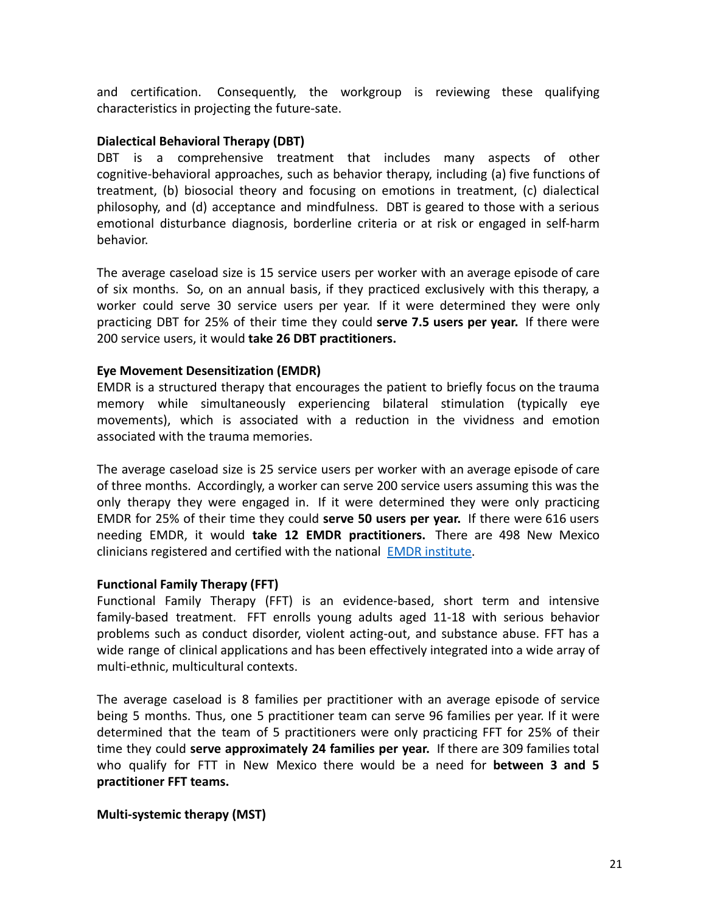and certification. Consequently, the workgroup is reviewing these qualifying characteristics in projecting the future-sate.

**Dialectical Behavioral Therapy (DBT)**

DBT is a comprehensive treatment that includes many aspects of other cognitive-behavioral approaches, such as behavior therapy, including (a) five functions of treatment, (b) biosocial theory and focusing on emotions in treatment, (c) dialectical philosophy, and (d) acceptance and mindfulness. DBT is geared to those with a serious emotional disturbance diagnosis, borderline criteria or at risk or engaged in self-harm behavior.

The average caseload size is 15 service users per worker with an average episode of care of six months. So, on an annual basis, if they practiced exclusively with this therapy, a worker could serve 30 service users per year. If it were determined they were only practicing DBT for 25% of their time they could **serve 7.5 users per year.** If there were 200 service users, it would **take 26 DBT practitioners.**

**Eye Movement Desensitization (EMDR)**

EMDR is a structured therapy that encourages the patient to briefly focus on the trauma memory while simultaneously experiencing bilateral stimulation (typically eye movements), which is associated with a reduction in the vividness and emotion associated with the trauma memories.

The average caseload size is 25 service users per worker with an average episode of care of three months. Accordingly, a worker can serve 200 service users assuming this was the only therapy they were engaged in. If it were determined they were only practicing EMDR for 25% of their time they could **serve 50 users per year.** If there were 616 users needing EMDR, it would **take 12 EMDR practitioners.** There are 498 New Mexico clinicians registered and certified with the national [EMDR institute](EMDR institute).

**Functional Family Therapy (FFT)**

Functional Family Therapy (FFT) is an evidence-based, short term and intensive family-based treatment. FFT enrolls young adults aged 11-18 with serious behavior problems such as conduct disorder, violent acting-out, and substance abuse. FFT has a wide range of clinical applications and has been effectively integrated into a wide array of multi-ethnic, multicultural contexts.

The average caseload is 8 families per practitioner with an average episode of service being 5 months. Thus, one 5 practitioner team can serve 96 families per year. If it were determined that the team of 5 practitioners were only practicing FFT for 25% of their time they could **serve approximately 24 families per year.** If there are 309 families total who qualify for FTT in New Mexico there would be a need for **between 3 and 5 practitioner FFT teams.**

**Multi-systemic therapy (MST)**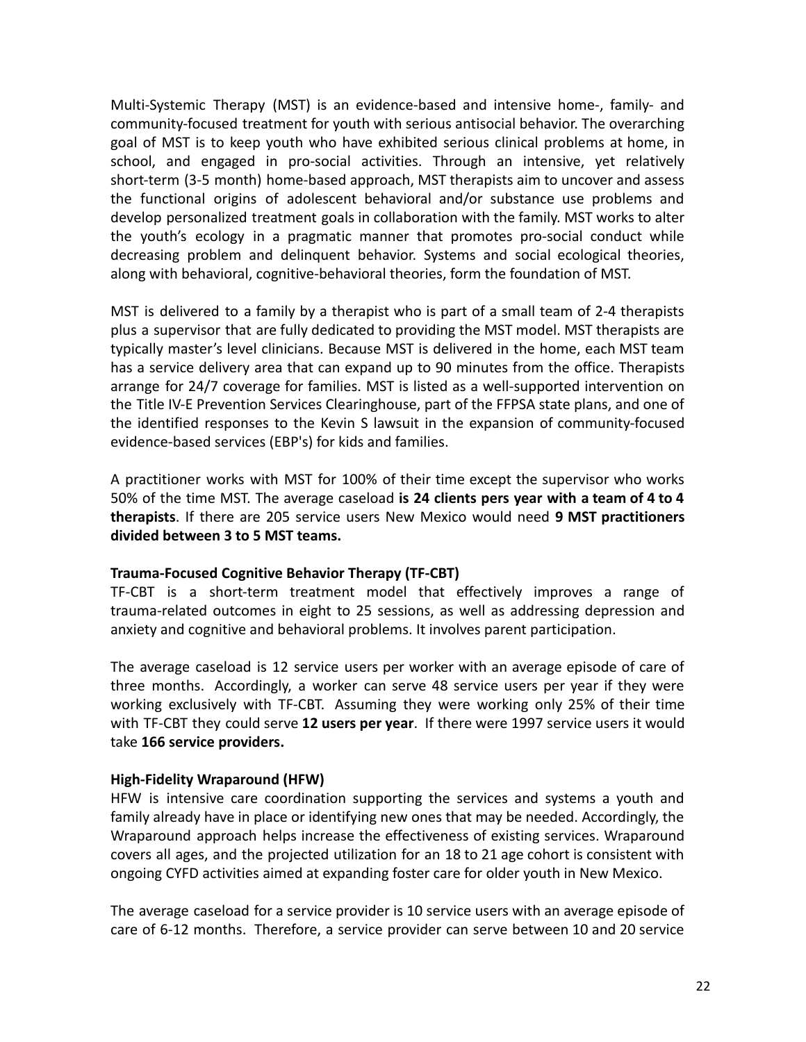Multi-Systemic Therapy (MST) is an evidence-based and intensive home-, family- and community-focused treatment for youth with serious antisocial behavior. The overarching goal of MST is to keep youth who have exhibited serious clinical problems at home, in school, and engaged in pro-social activities. Through an intensive, yet relatively short-term (3-5 month) home-based approach, MST therapists aim to uncover and assess the functional origins of adolescent behavioral and/or substance use problems and develop personalized treatment goals in collaboration with the family. MST works to alter the youth's ecology in a pragmatic manner that promotes pro-social conduct while decreasing problem and delinquent behavior. Systems and social ecological theories, along with behavioral, cognitive-behavioral theories, form the foundation of MST.

MST is delivered to a family by a therapist who is part of a small team of 2-4 therapists plus a supervisor that are fully dedicated to providing the MST model. MST therapists are typically master's level clinicians. Because MST is delivered in the home, each MST team has a service delivery area that can expand up to 90 minutes from the office. Therapists arrange for 24/7 coverage for families. MST is listed as a well-supported intervention on the Title IV-E Prevention Services Clearinghouse, part of the FFPSA state plans, and one of the identified responses to the Kevin S lawsuit in the expansion of community-focused evidence-based services (EBP's) for kids and families.

A practitioner works with MST for 100% of their time except the supervisor who works 50% of the time MST. The average caseload **is 24 clients pers year with a team of 4 to 4 therapists**. If there are 205 service users New Mexico would need **9 MST practitioners divided between 3 to 5 MST teams.**

**Trauma-Focused Cognitive Behavior Therapy (TF-CBT)**

TF-CBT is a short-term treatment model that effectively improves a range of trauma-related outcomes in eight to 25 sessions, as well as addressing depression and anxiety and cognitive and behavioral problems. It involves parent participation.

The average caseload is 12 service users per worker with an average episode of care of three months. Accordingly, a worker can serve 48 service users per year if they were working exclusively with TF-CBT. Assuming they were working only 25% of their time with TF-CBT they could serve **12 users per year**. If there were 1997 service users it would take **166 service providers.**

**High-Fidelity Wraparound (HFW)**

HFW is intensive care coordination supporting the services and systems a youth and family already have in place or identifying new ones that may be needed. Accordingly, the Wraparound approach helps increase the effectiveness of existing services. Wraparound covers all ages, and the projected utilization for an 18 to 21 age cohort is consistent with ongoing CYFD activities aimed at expanding foster care for older youth in New Mexico.

The average caseload for a service provider is 10 service users with an average episode of care of 6-12 months. Therefore, a service provider can serve between 10 and 20 service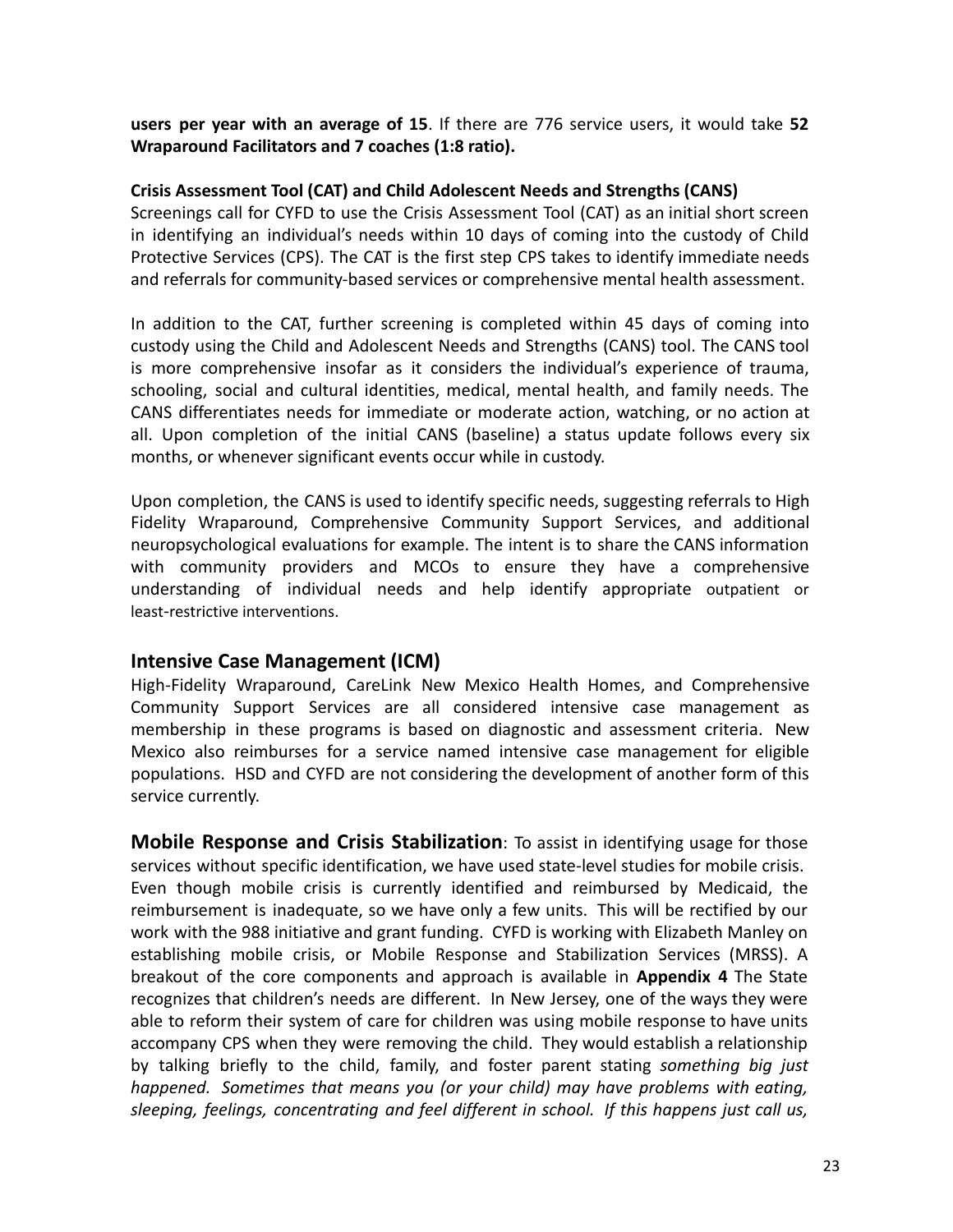**users per year with an average of 15**. If there are 776 service users, it would take **52 Wraparound Facilitators and 7 coaches (1:8 ratio).**

**Crisis Assessment Tool (CAT) and Child Adolescent Needs and Strengths (CANS)**

Screenings call for CYFD to use the Crisis Assessment Tool (CAT) as an initial short screen in identifying an individual's needs within 10 days of coming into the custody of Child Protective Services (CPS). The CAT is the first step CPS takes to identify immediate needs and referrals for community-based services or comprehensive mental health assessment.

In addition to the CAT, further screening is completed within 45 days of coming into custody using the Child and Adolescent Needs and Strengths (CANS) tool. The CANS tool is more comprehensive insofar as it considers the individual's experience of trauma, schooling, social and cultural identities, medical, mental health, and family needs. The CANS differentiates needs for immediate or moderate action, watching, or no action at all. Upon completion of the initial CANS (baseline) a status update follows every six months, or whenever significant events occur while in custody.

Upon completion, the CANS is used to identify specific needs, suggesting referrals to High Fidelity Wraparound, Comprehensive Community Support Services, and additional neuropsychological evaluations for example. The intent is to share the CANS information with community providers and MCOs to ensure they have a comprehensive understanding of individual needs and help identify appropriate outpatient or least-restrictive interventions.

## Intensive Case Management (ICM)

High-Fidelity Wraparound, CareLink New Mexico Health Homes, and Comprehensive Community Support Services are all considered intensive case management as membership in these programs is based on diagnostic and assessment criteria. New Mexico also reimburses for a service named intensive case management for eligible populations. HSD and CYFD are not considering the development of another form of this service currently.

**Mobile Response and Crisis Stabilization**: To assist in identifying usage for those services without specific identification, we have used state-level studies for mobile crisis. Even though mobile crisis is currently identified and reimbursed by Medicaid, the reimbursement is inadequate, so we have only a few units. This will be rectified by our work with the 988 initiative and grant funding. CYFD is working with Elizabeth Manley on establishing mobile crisis, or Mobile Response and Stabilization Services (MRSS). A breakout of the core components and approach is available in **Appendix 4** The State recognizes that children's needs are different. In New Jersey, one of the ways they were able to reform their system of care for children was using mobile response to have units accompany CPS when they were removing the child. They would establish a relationship by talking briefly to the child, family, and foster parent stating *something big just happened. Sometimes that means you (or your child) may have problems with eating, sleeping, feelings, concentrating and feel different in school. If this happens just call us,*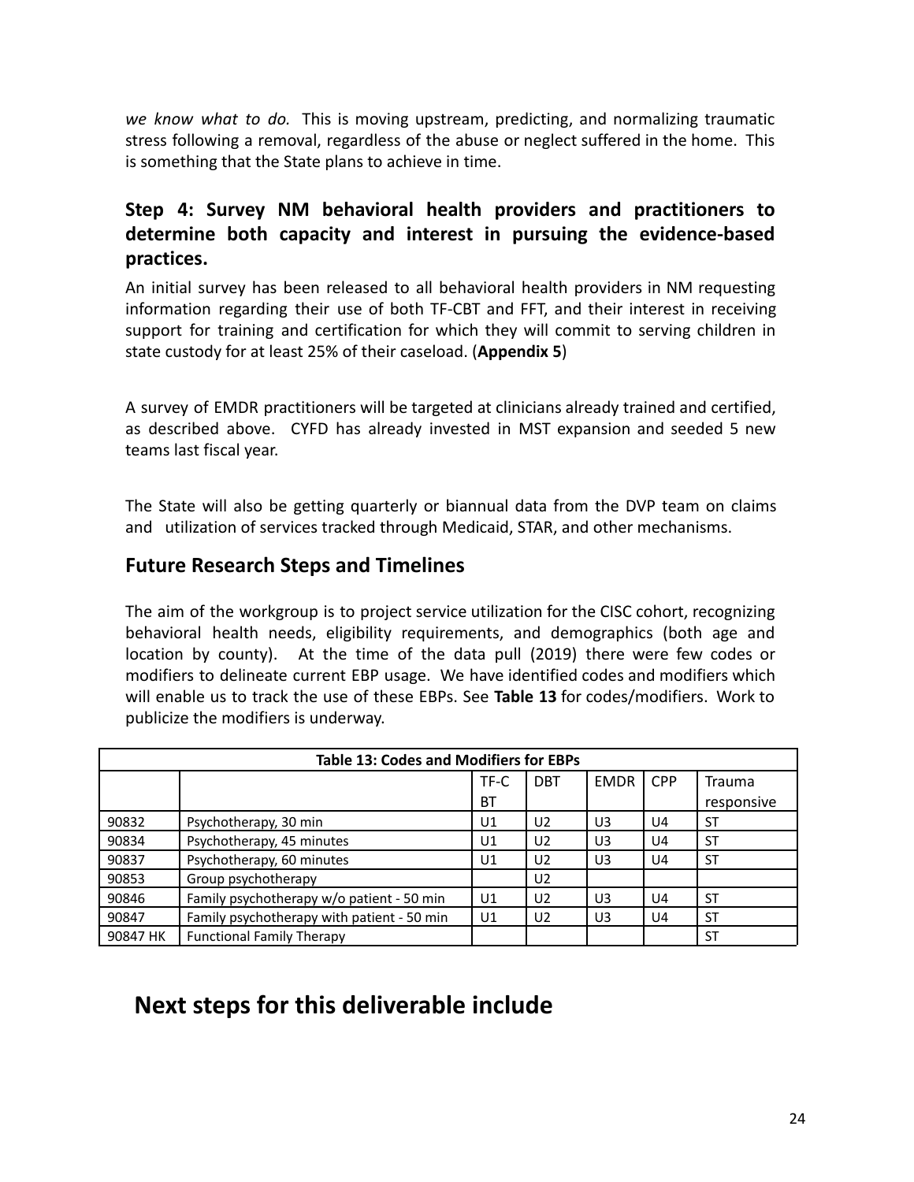*we know what to do.* This is moving upstream, predicting, and normalizing traumatic stress following a removal, regardless of the abuse or neglect suffered in the home. This is something that the State plans to achieve in time.

### Step 4: Survey NM behavioral health providers and practitioners to determine both capacity and interest in pursuing the evidence-based practices.

An initial survey has been released to all behavioral health providers in NM requesting information regarding their use of both TF-CBT and FFT, and their interest in receiving support for training and certification for which they will commit to serving children in state custody for at least 25% of their caseload. (**Appendix 5**)

A survey of EMDR practitioners will be targeted at clinicians already trained and certified, as described above. CYFD has already invested in MST expansion and seeded 5 new teams last fiscal year.

The State will also be getting quarterly or biannual data from the DVP team on claims and utilization of services tracked through Medicaid, STAR, and other mechanisms.

### Future Research Steps and Timelines

The aim of the workgroup is to project service utilization for the CISC cohort, recognizing behavioral health needs, eligibility requirements, and demographics (both age and location by county). At the time of the data pull (2019) there were few codes or modifiers to delineate current EBP usage. We have identified codes and modifiers which will enable us to track the use of these EBPs. See **Table 13** for codes/modifiers. Work to publicize the modifiers is underway.

**Table 13: Codes and Modifiers for EBPs**

| | | TF-CBT | DBT | EMDR | CPP | Trauma responsive |
|---|---|---|---|---|---|---|
| 90832 | Psychotherapy, 30 min | U1 | U2 | U3 | U4 | ST |
| 90834 | Psychotherapy, 45 minutes | U1 | U2 | U3 | U4 | ST |
| 90837 | Psychotherapy, 60 minutes | U1 | U2 | U3 | U4 | ST |
| 90853 | Group psychotherapy | | U2 | | | |
| 90846 | Family psychotherapy w/o patient - 50 min | U1 | U2 | U3 | U4 | ST |
| 90847 | Family psychotherapy with patient - 50 min | U1 | U2 | U3 | U4 | ST |
| 90847 HK | Functional Family Therapy | | | | | ST |

## Next steps for this deliverable include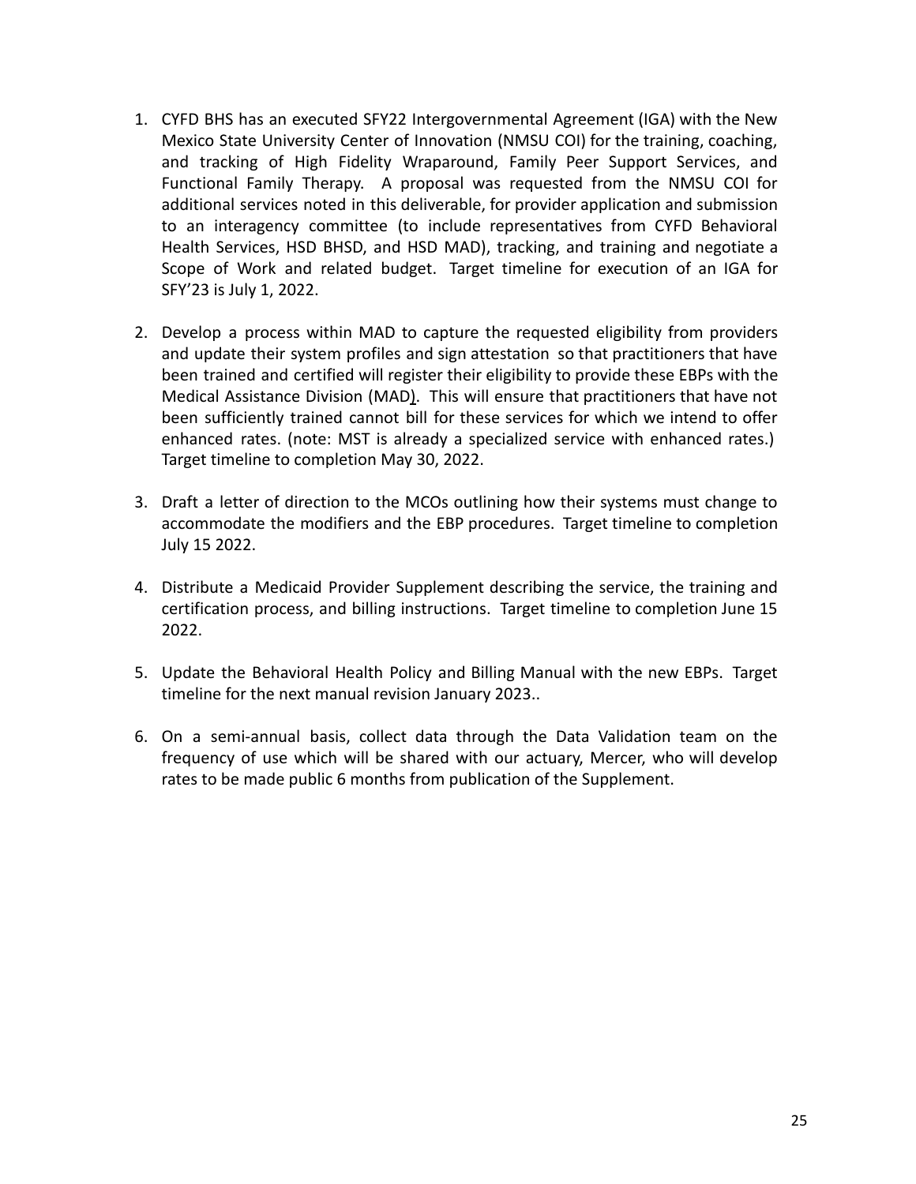1. CYFD BHS has an executed SFY22 Intergovernmental Agreement (IGA) with the New Mexico State University Center of Innovation (NMSU COI) for the training, coaching, and tracking of High Fidelity Wraparound, Family Peer Support Services, and Functional Family Therapy. A proposal was requested from the NMSU COI for additional services noted in this deliverable, for provider application and submission to an interagency committee (to include representatives from CYFD Behavioral Health Services, HSD BHSD, and HSD MAD), tracking, and training and negotiate a Scope of Work and related budget. Target timeline for execution of an IGA for SFY'23 is July 1, 2022.

2. Develop a process within MAD to capture the requested eligibility from providers and update their system profiles and sign attestation so that practitioners that have been trained and certified will register their eligibility to provide these EBPs with the Medical Assistance Division (MAD). This will ensure that practitioners that have not been sufficiently trained cannot bill for these services for which we intend to offer enhanced rates. (note: MST is already a specialized service with enhanced rates.) Target timeline to completion May 30, 2022.

3. Draft a letter of direction to the MCOs outlining how their systems must change to accommodate the modifiers and the EBP procedures. Target timeline to completion July 15 2022.

4. Distribute a Medicaid Provider Supplement describing the service, the training and certification process, and billing instructions. Target timeline to completion June 15 2022.

5. Update the Behavioral Health Policy and Billing Manual with the new EBPs. Target timeline for the next manual revision January 2023..

6. On a semi-annual basis, collect data through the Data Validation team on the frequency of use which will be shared with our actuary, Mercer, who will develop rates to be made public 6 months from publication of the Supplement.